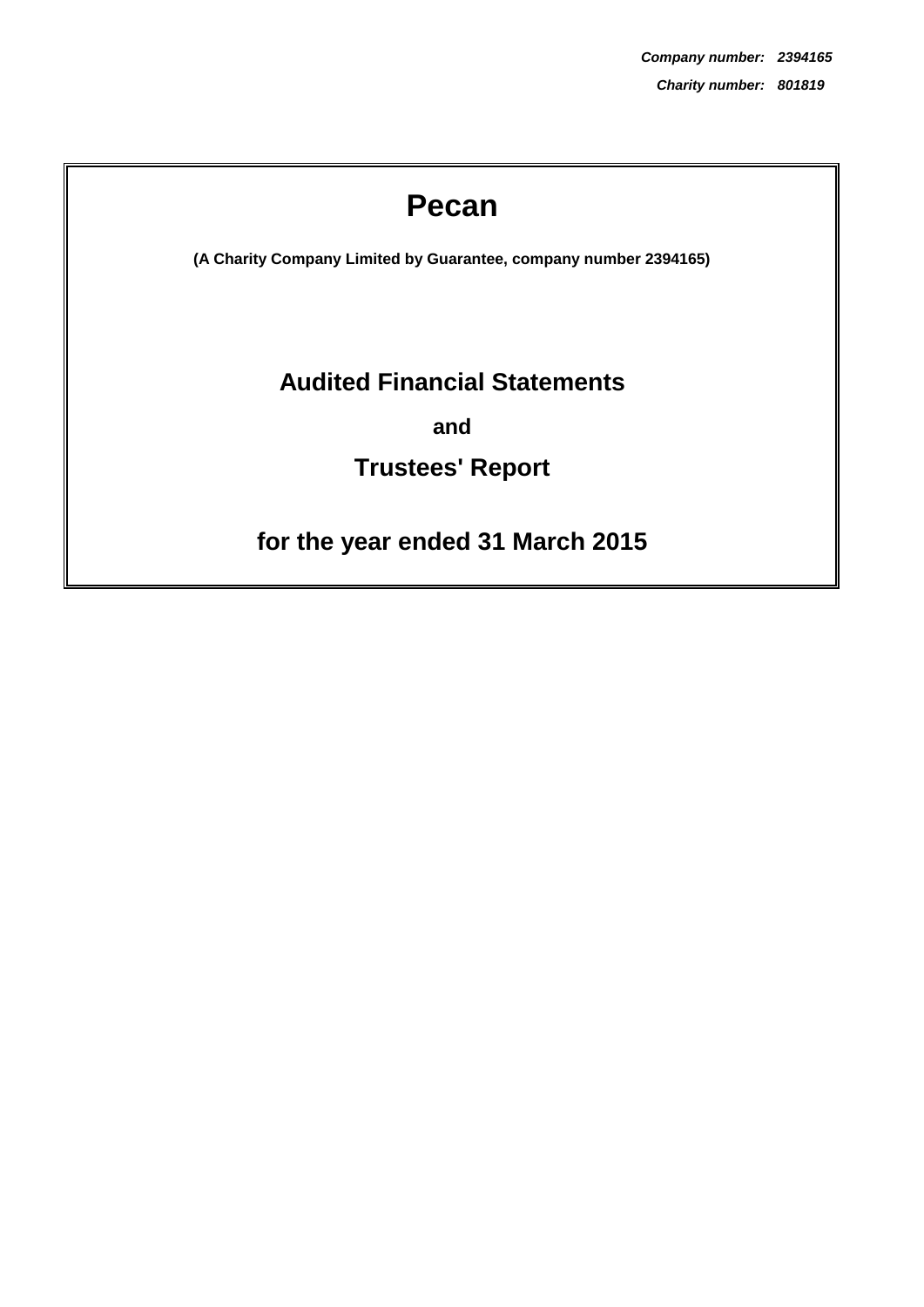***Company number: 2394165***

***Charity number: 801819***

# Pecan

**(A Charity Company Limited by Guarantee, company number 2394165)**

## Audited Financial Statements

**and**

## Trustees' Report

## for the year ended 31 March 2015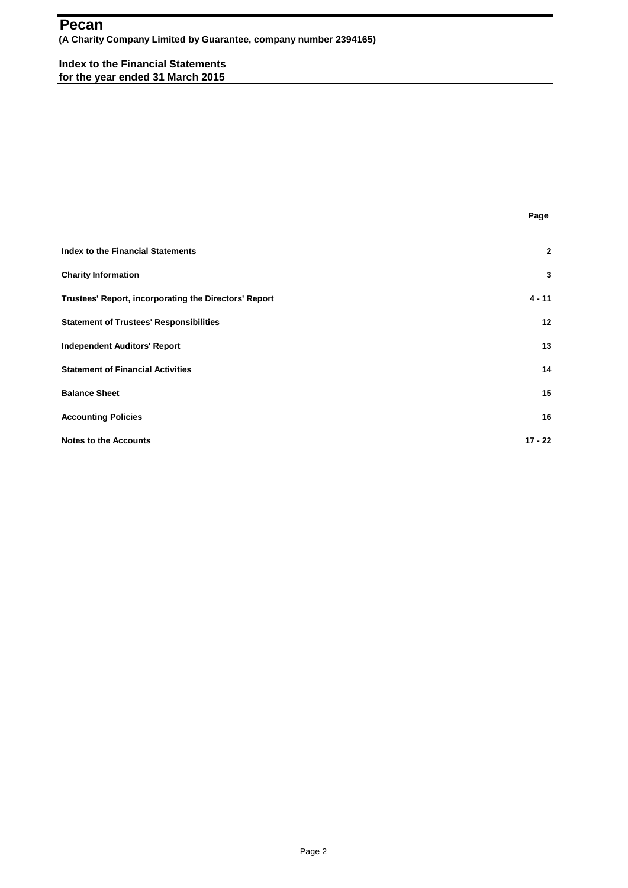# Pecan

**(A Charity Company Limited by Guarantee, company number 2394165)**

## Index to the Financial Statements
## for the year ended 31 March 2015

| | Page |
|---|---|
| **Index to the Financial Statements** | **2** |
| **Charity Information** | **3** |
| **Trustees' Report, incorporating the Directors' Report** | **4 - 11** |
| **Statement of Trustees' Responsibilities** | **12** |
| **Independent Auditors' Report** | **13** |
| **Statement of Financial Activities** | **14** |
| **Balance Sheet** | **15** |
| **Accounting Policies** | **16** |
| **Notes to the Accounts** | **17 - 22** |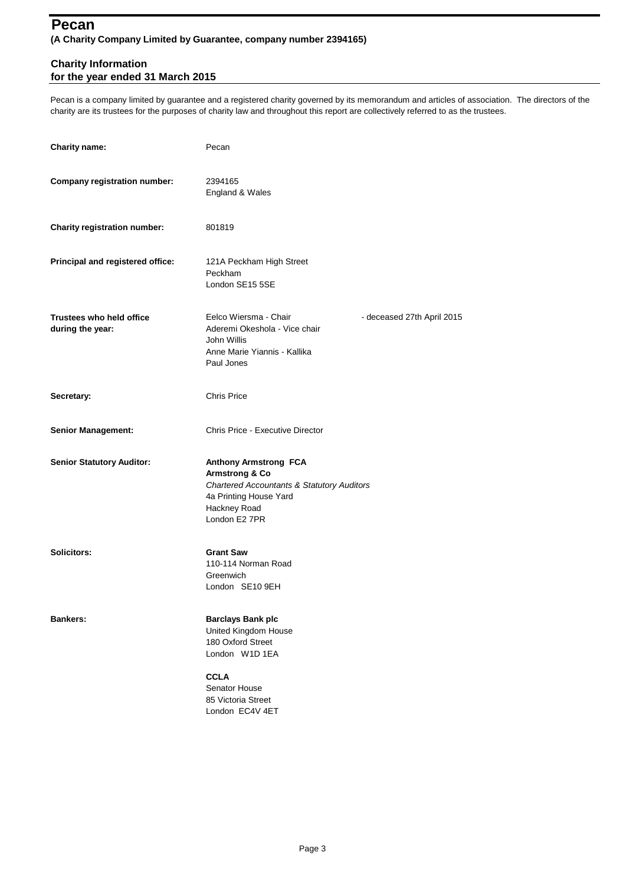# Pecan

**(A Charity Company Limited by Guarantee, company number 2394165)**

## Charity Information
## for the year ended 31 March 2015

Pecan is a company limited by guarantee and a registered charity governed by its memorandum and articles of association. The directors of the charity are its trustees for the purposes of charity law and throughout this report are collectively referred to as the trustees.

**Charity name:** Pecan

**Company registration number:** 2394165
England & Wales

**Charity registration number:** 801819

**Principal and registered office:** 121A Peckham High Street
Peckham
London SE15 5SE

**Trustees who held office during the year:**
Eelco Wiersma - Chair - deceased 27th April 2015
Aderemi Okeshola - Vice chair
John Willis
Anne Marie Yiannis - Kallika
Paul Jones

**Secretary:** Chris Price

**Senior Management:** Chris Price - Executive Director

**Senior Statutory Auditor:** **Anthony Armstrong FCA**
**Armstrong & Co**
*Chartered Accountants & Statutory Auditors*
4a Printing House Yard
Hackney Road
London E2 7PR

**Solicitors:** **Grant Saw**
110-114 Norman Road
Greenwich
London SE10 9EH

**Bankers:** **Barclays Bank plc**
United Kingdom House
180 Oxford Street
London W1D 1EA

**CCLA**
Senator House
85 Victoria Street
London EC4V 4ET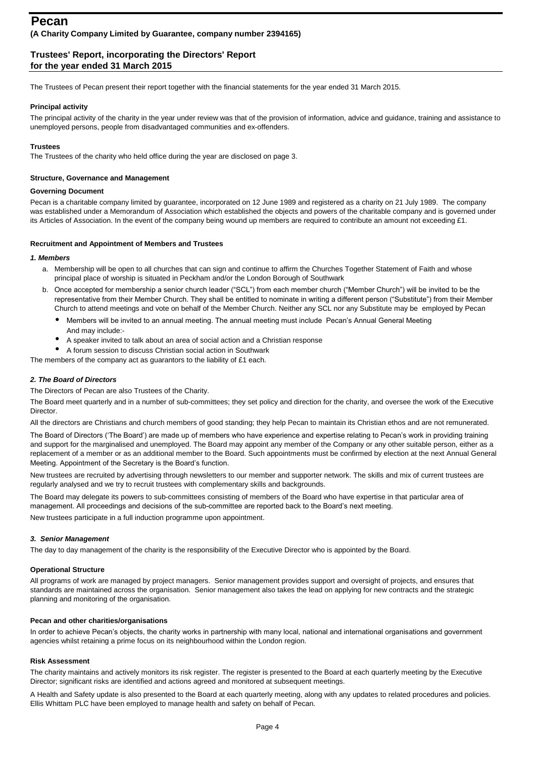# Pecan

**(A Charity Company Limited by Guarantee, company number 2394165)**

## Trustees' Report, incorporating the Directors' Report for the year ended 31 March 2015

The Trustees of Pecan present their report together with the financial statements for the year ended 31 March 2015.

### Principal activity

The principal activity of the charity in the year under review was that of the provision of information, advice and guidance, training and assistance to unemployed persons, people from disadvantaged communities and ex-offenders.

### Trustees

The Trustees of the charity who held office during the year are disclosed on page 3.

### Structure, Governance and Management

#### Governing Document

Pecan is a charitable company limited by guarantee, incorporated on 12 June 1989 and registered as a charity on 21 July 1989. The company was established under a Memorandum of Association which established the objects and powers of the charitable company and is governed under its Articles of Association. In the event of the company being wound up members are required to contribute an amount not exceeding £1.

#### Recruitment and Appointment of Members and Trustees

***1. Members***

a. Membership will be open to all churches that can sign and continue to affirm the Churches Together Statement of Faith and whose principal place of worship is situated in Peckham and/or the London Borough of Southwark

b. Once accepted for membership a senior church leader ("SCL") from each member church ("Member Church") will be invited to be the representative from their Member Church. They shall be entitled to nominate in writing a different person ("Substitute") from their Member Church to attend meetings and vote on behalf of the Member Church. Neither any SCL nor any Substitute may be employed by Pecan

- Members will be invited to an annual meeting. The annual meeting must include Pecan's Annual General Meeting And may include:-
- A speaker invited to talk about an area of social action and a Christian response
- A forum session to discuss Christian social action in Southwark

The members of the company act as guarantors to the liability of £1 each.

***2. The Board of Directors***

The Directors of Pecan are also Trustees of the Charity.

The Board meet quarterly and in a number of sub-committees; they set policy and direction for the charity, and oversee the work of the Executive Director.

All the directors are Christians and church members of good standing; they help Pecan to maintain its Christian ethos and are not remunerated.

The Board of Directors ('The Board') are made up of members who have experience and expertise relating to Pecan's work in providing training and support for the marginalised and unemployed. The Board may appoint any member of the Company or any other suitable person, either as a replacement of a member or as an additional member to the Board. Such appointments must be confirmed by election at the next Annual General Meeting. Appointment of the Secretary is the Board's function.

New trustees are recruited by advertising through newsletters to our member and supporter network. The skills and mix of current trustees are regularly analysed and we try to recruit trustees with complementary skills and backgrounds.

The Board may delegate its powers to sub-committees consisting of members of the Board who have expertise in that particular area of management. All proceedings and decisions of the sub-committee are reported back to the Board's next meeting.

New trustees participate in a full induction programme upon appointment.

***3. Senior Management***

The day to day management of the charity is the responsibility of the Executive Director who is appointed by the Board.

#### Operational Structure

All programs of work are managed by project managers. Senior management provides support and oversight of projects, and ensures that standards are maintained across the organisation. Senior management also takes the lead on applying for new contracts and the strategic planning and monitoring of the organisation.

#### Pecan and other charities/organisations

In order to achieve Pecan's objects, the charity works in partnership with many local, national and international organisations and government agencies whilst retaining a prime focus on its neighbourhood within the London region.

#### Risk Assessment

The charity maintains and actively monitors its risk register. The register is presented to the Board at each quarterly meeting by the Executive Director; significant risks are identified and actions agreed and monitored at subsequent meetings.

A Health and Safety update is also presented to the Board at each quarterly meeting, along with any updates to related procedures and policies. Ellis Whittam PLC have been employed to manage health and safety on behalf of Pecan.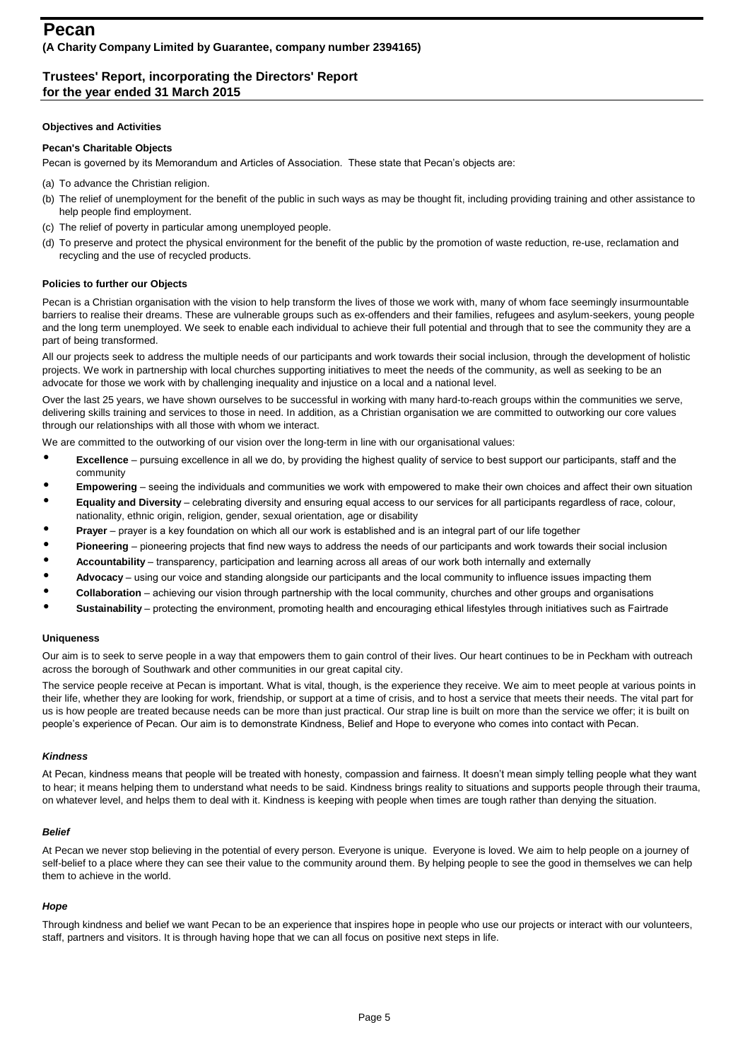# Pecan

**(A Charity Company Limited by Guarantee, company number 2394165)**

## Trustees' Report, incorporating the Directors' Report for the year ended 31 March 2015

### Objectives and Activities

#### Pecan's Charitable Objects

Pecan is governed by its Memorandum and Articles of Association. These state that Pecan's objects are:

(a) To advance the Christian religion.

(b) The relief of unemployment for the benefit of the public in such ways as may be thought fit, including providing training and other assistance to help people find employment.

(c) The relief of poverty in particular among unemployed people.

(d) To preserve and protect the physical environment for the benefit of the public by the promotion of waste reduction, re-use, reclamation and recycling and the use of recycled products.

#### Policies to further our Objects

Pecan is a Christian organisation with the vision to help transform the lives of those we work with, many of whom face seemingly insurmountable barriers to realise their dreams. These are vulnerable groups such as ex-offenders and their families, refugees and asylum-seekers, young people and the long term unemployed. We seek to enable each individual to achieve their full potential and through that to see the community they are a part of being transformed.

All our projects seek to address the multiple needs of our participants and work towards their social inclusion, through the development of holistic projects. We work in partnership with local churches supporting initiatives to meet the needs of the community, as well as seeking to be an advocate for those we work with by challenging inequality and injustice on a local and a national level.

Over the last 25 years, we have shown ourselves to be successful in working with many hard-to-reach groups within the communities we serve, delivering skills training and services to those in need. In addition, as a Christian organisation we are committed to outworking our core values through our relationships with all those with whom we interact.

We are committed to the outworking of our vision over the long-term in line with our organisational values:

- **Excellence** – pursuing excellence in all we do, by providing the highest quality of service to best support our participants, staff and the community
- **Empowering** – seeing the individuals and communities we work with empowered to make their own choices and affect their own situation
- **Equality and Diversity** – celebrating diversity and ensuring equal access to our services for all participants regardless of race, colour, nationality, ethnic origin, religion, gender, sexual orientation, age or disability
- **Prayer** – prayer is a key foundation on which all our work is established and is an integral part of our life together
- **Pioneering** – pioneering projects that find new ways to address the needs of our participants and work towards their social inclusion
- **Accountability** – transparency, participation and learning across all areas of our work both internally and externally
- **Advocacy** – using our voice and standing alongside our participants and the local community to influence issues impacting them
- **Collaboration** – achieving our vision through partnership with the local community, churches and other groups and organisations
- **Sustainability** – protecting the environment, promoting health and encouraging ethical lifestyles through initiatives such as Fairtrade

#### Uniqueness

Our aim is to seek to serve people in a way that empowers them to gain control of their lives. Our heart continues to be in Peckham with outreach across the borough of Southwark and other communities in our great capital city.

The service people receive at Pecan is important. What is vital, though, is the experience they receive. We aim to meet people at various points in their life, whether they are looking for work, friendship, or support at a time of crisis, and to host a service that meets their needs. The vital part for us is how people are treated because needs can be more than just practical. Our strap line is built on more than the service we offer; it is built on people's experience of Pecan. Our aim is to demonstrate Kindness, Belief and Hope to everyone who comes into contact with Pecan.

#### *Kindness*

At Pecan, kindness means that people will be treated with honesty, compassion and fairness. It doesn't mean simply telling people what they want to hear; it means helping them to understand what needs to be said. Kindness brings reality to situations and supports people through their trauma, on whatever level, and helps them to deal with it. Kindness is keeping with people when times are tough rather than denying the situation.

#### *Belief*

At Pecan we never stop believing in the potential of every person. Everyone is unique. Everyone is loved. We aim to help people on a journey of self-belief to a place where they can see their value to the community around them. By helping people to see the good in themselves we can help them to achieve in the world.

#### *Hope*

Through kindness and belief we want Pecan to be an experience that inspires hope in people who use our projects or interact with our volunteers, staff, partners and visitors. It is through having hope that we can all focus on positive next steps in life.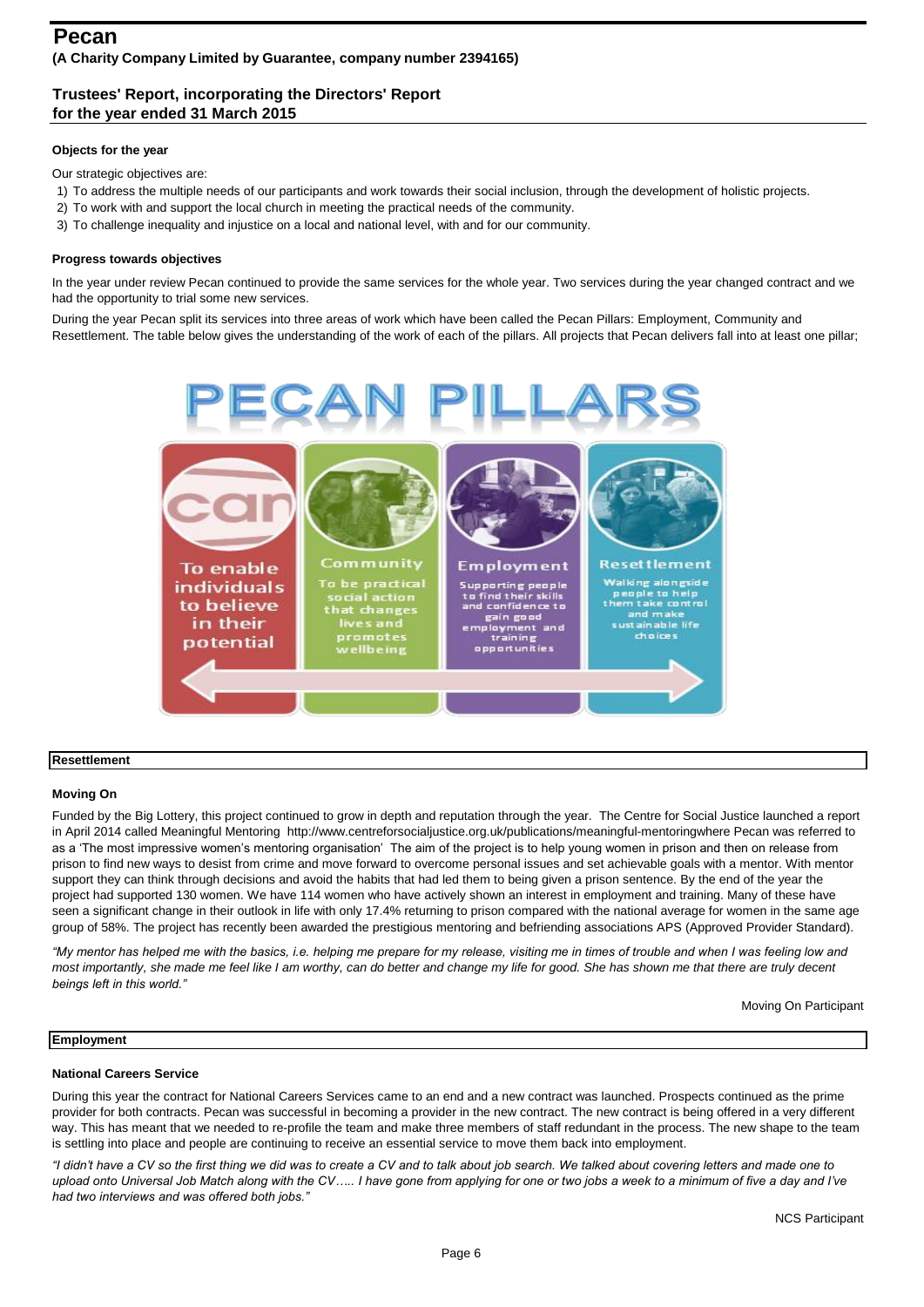# Pecan

**(A Charity Company Limited by Guarantee, company number 2394165)**

## Trustees' Report, incorporating the Directors' Report for the year ended 31 March 2015

### Objects for the year

Our strategic objectives are:

1) To address the multiple needs of our participants and work towards their social inclusion, through the development of holistic projects.
2) To work with and support the local church in meeting the practical needs of the community.
3) To challenge inequality and injustice on a local and national level, with and for our community.

### Progress towards objectives

In the year under review Pecan continued to provide the same services for the whole year. Two services during the year changed contract and we had the opportunity to trial some new services.

During the year Pecan split its services into three areas of work which have been called the Pecan Pillars: Employment, Community and Resettlement. The table below gives the understanding of the work of each of the pillars. All projects that Pecan delivers fall into at least one pillar;

PECAN PILLARS

| can | Community | Employment | Resettlement |
|---|---|---|---|
| To enable individuals to believe in their potential | To be practical social action that changes lives and promotes wellbeing | Supporting people to find their skills and confidence to gain good employment and training opportunities | Walking alongside people to help them take control and make sustainable life choices |

### Resettlement

#### Moving On

Funded by the Big Lottery, this project continued to grow in depth and reputation through the year. The Centre for Social Justice launched a report in April 2014 called Meaningful Mentoring http://www.centreforsocialjustice.org.uk/publications/meaningful-mentoringwhere Pecan was referred to as a 'The most impressive women's mentoring organisation' The aim of the project is to help young women in prison and then on release from prison to find new ways to desist from crime and move forward to overcome personal issues and set achievable goals with a mentor. With mentor support they can think through decisions and avoid the habits that had led them to being given a prison sentence. By the end of the year the project had supported 130 women. We have 114 women who have actively shown an interest in employment and training. Many of these have seen a significant change in their outlook in life with only 17.4% returning to prison compared with the national average for women in the same age group of 58%. The project has recently been awarded the prestigious mentoring and befriending associations APS (Approved Provider Standard).

*"My mentor has helped me with the basics, i.e. helping me prepare for my release, visiting me in times of trouble and when I was feeling low and most importantly, she made me feel like I am worthy, can do better and change my life for good. She has shown me that there are truly decent beings left in this world."*

Moving On Participant

### Employment

#### National Careers Service

During this year the contract for National Careers Services came to an end and a new contract was launched. Prospects continued as the prime provider for both contracts. Pecan was successful in becoming a provider in the new contract. The new contract is being offered in a very different way. This has meant that we needed to re-profile the team and make three members of staff redundant in the process. The new shape to the team is settling into place and people are continuing to receive an essential service to move them back into employment.

*"I didn't have a CV so the first thing we did was to create a CV and to talk about job search. We talked about covering letters and made one to upload onto Universal Job Match along with the CV….. I have gone from applying for one or two jobs a week to a minimum of five a day and I've had two interviews and was offered both jobs."*

NCS Participant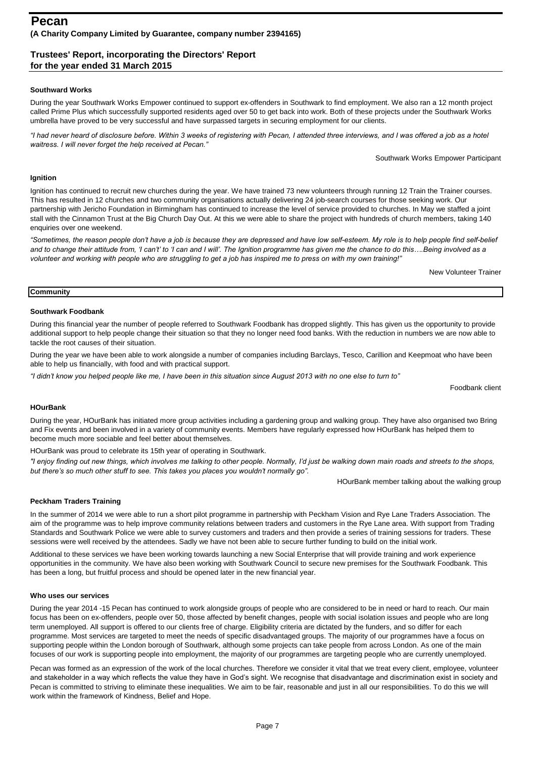#### Southward Works

During the year Southwark Works Empower continued to support ex-offenders in Southwark to find employment. We also ran a 12 month project called Prime Plus which successfully supported residents aged over 50 to get back into work. Both of these projects under the Southwark Works umbrella have proved to be very successful and have surpassed targets in securing employment for our clients.

*"I had never heard of disclosure before. Within 3 weeks of registering with Pecan, I attended three interviews, and I was offered a job as a hotel waitress. I will never forget the help received at Pecan."*

Southwark Works Empower Participant

#### Ignition

Ignition has continued to recruit new churches during the year. We have trained 73 new volunteers through running 12 Train the Trainer courses. This has resulted in 12 churches and two community organisations actually delivering 24 job-search courses for those seeking work. Our partnership with Jericho Foundation in Birmingham has continued to increase the level of service provided to churches. In May we staffed a joint stall with the Cinnamon Trust at the Big Church Day Out. At this we were able to share the project with hundreds of church members, taking 140 enquiries over one weekend.

*"Sometimes, the reason people don't have a job is because they are depressed and have low self-esteem. My role is to help people find self-belief and to change their attitude from, 'I can't' to 'I can and I will'. The Ignition programme has given me the chance to do this….Being involved as a volunteer and working with people who are struggling to get a job has inspired me to press on with my own training!"*

New Volunteer Trainer

### Community

#### Southwark Foodbank

During this financial year the number of people referred to Southwark Foodbank has dropped slightly. This has given us the opportunity to provide additional support to help people change their situation so that they no longer need food banks. With the reduction in numbers we are now able to tackle the root causes of their situation.

During the year we have been able to work alongside a number of companies including Barclays, Tesco, Carillion and Keepmoat who have been able to help us financially, with food and with practical support.

*"I didn't know you helped people like me, I have been in this situation since August 2013 with no one else to turn to"*

Foodbank client

#### HOurBank

During the year, HOurBank has initiated more group activities including a gardening group and walking group. They have also organised two Bring and Fix events and been involved in a variety of community events. Members have regularly expressed how HOurBank has helped them to become much more sociable and feel better about themselves.

HOurBank was proud to celebrate its 15th year of operating in Southwark.

*"I enjoy finding out new things, which involves me talking to other people. Normally, I'd just be walking down main roads and streets to the shops, but there's so much other stuff to see. This takes you places you wouldn't normally go".*

HOurBank member talking about the walking group

#### Peckham Traders Training

In the summer of 2014 we were able to run a short pilot programme in partnership with Peckham Vision and Rye Lane Traders Association. The aim of the programme was to help improve community relations between traders and customers in the Rye Lane area. With support from Trading Standards and Southwark Police we were able to survey customers and traders and then provide a series of training sessions for traders. These sessions were well received by the attendees. Sadly we have not been able to secure further funding to build on the initial work.

Additional to these services we have been working towards launching a new Social Enterprise that will provide training and work experience opportunities in the community. We have also been working with Southwark Council to secure new premises for the Southwark Foodbank. This has been a long, but fruitful process and should be opened later in the new financial year.

#### Who uses our services

During the year 2014 -15 Pecan has continued to work alongside groups of people who are considered to be in need or hard to reach. Our main focus has been on ex-offenders, people over 50, those affected by benefit changes, people with social isolation issues and people who are long term unemployed. All support is offered to our clients free of charge. Eligibility criteria are dictated by the funders, and so differ for each programme. Most services are targeted to meet the needs of specific disadvantaged groups. The majority of our programmes have a focus on supporting people within the London borough of Southwark, although some projects can take people from across London. As one of the main focuses of our work is supporting people into employment, the majority of our programmes are targeting people who are currently unemployed.

Pecan was formed as an expression of the work of the local churches. Therefore we consider it vital that we treat every client, employee, volunteer and stakeholder in a way which reflects the value they have in God's sight. We recognise that disadvantage and discrimination exist in society and Pecan is committed to striving to eliminate these inequalities. We aim to be fair, reasonable and just in all our responsibilities. To do this we will work within the framework of Kindness, Belief and Hope.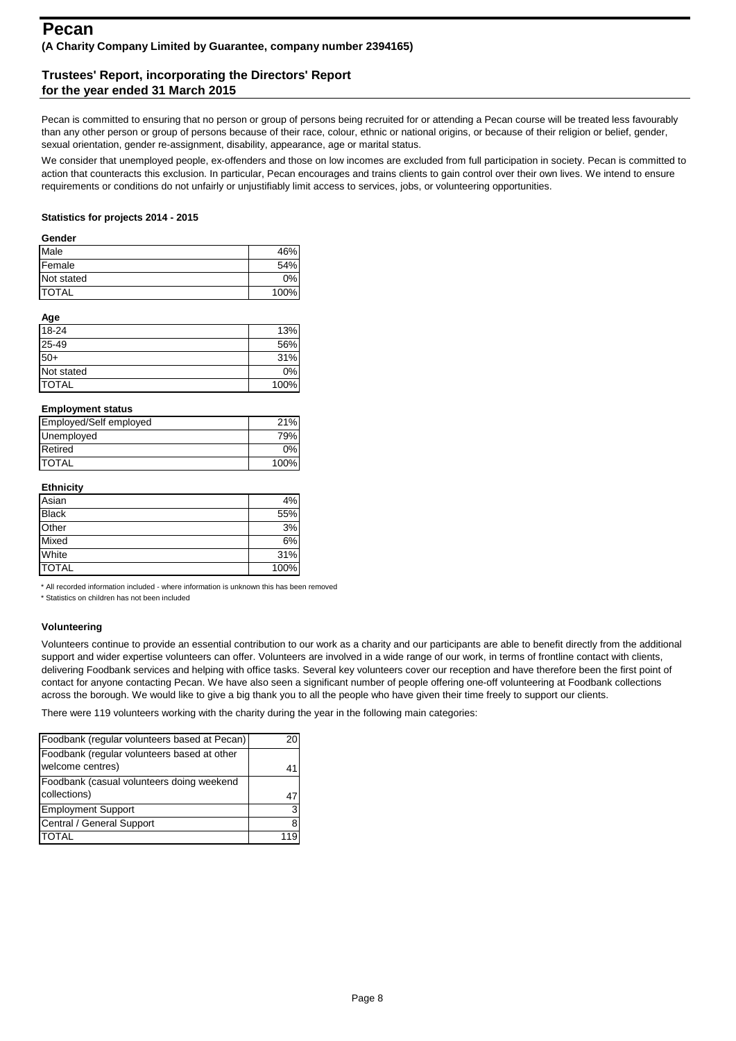# Pecan

**(A Charity Company Limited by Guarantee, company number 2394165)**

## Trustees' Report, incorporating the Directors' Report for the year ended 31 March 2015

Pecan is committed to ensuring that no person or group of persons being recruited for or attending a Pecan course will be treated less favourably than any other person or group of persons because of their race, colour, ethnic or national origins, or because of their religion or belief, gender, sexual orientation, gender re-assignment, disability, appearance, age or marital status.

We consider that unemployed people, ex-offenders and those on low incomes are excluded from full participation in society. Pecan is committed to action that counteracts this exclusion. In particular, Pecan encourages and trains clients to gain control over their own lives. We intend to ensure requirements or conditions do not unfairly or unjustifiably limit access to services, jobs, or volunteering opportunities.

### Statistics for projects 2014 - 2015

**Gender**

| | |
|---|---|
| Male | 46% |
| Female | 54% |
| Not stated | 0% |
| TOTAL | 100% |

**Age**

| | |
|---|---|
| 18-24 | 13% |
| 25-49 | 56% |
| 50+ | 31% |
| Not stated | 0% |
| TOTAL | 100% |

**Employment status**

| | |
|---|---|
| Employed/Self employed | 21% |
| Unemployed | 79% |
| Retired | 0% |
| TOTAL | 100% |

**Ethnicity**

| | |
|---|---|
| Asian | 4% |
| Black | 55% |
| Other | 3% |
| Mixed | 6% |
| White | 31% |
| TOTAL | 100% |

\* All recorded information included - where information is unknown this has been removed

\* Statistics on children has not been included

### Volunteering

Volunteers continue to provide an essential contribution to our work as a charity and our participants are able to benefit directly from the additional support and wider expertise volunteers can offer. Volunteers are involved in a wide range of our work, in terms of frontline contact with clients, delivering Foodbank services and helping with office tasks. Several key volunteers cover our reception and have therefore been the first point of contact for anyone contacting Pecan. We have also seen a significant number of people offering one-off volunteering at Foodbank collections across the borough. We would like to give a big thank you to all the people who have given their time freely to support our clients.

There were 119 volunteers working with the charity during the year in the following main categories:

| | |
|---|---|
| Foodbank (regular volunteers based at Pecan) | 20 |
| Foodbank (regular volunteers based at other welcome centres) | 41 |
| Foodbank (casual volunteers doing weekend collections) | 47 |
| Employment Support | 3 |
| Central / General Support | 8 |
| TOTAL | 119 |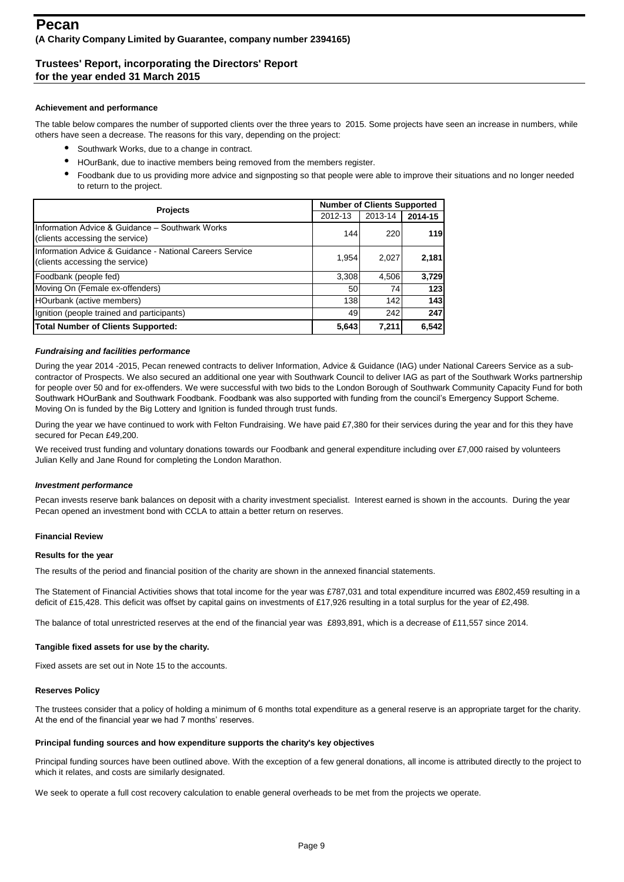# Pecan

**(A Charity Company Limited by Guarantee, company number 2394165)**

## Trustees' Report, incorporating the Directors' Report
## for the year ended 31 March 2015

### Achievement and performance

The table below compares the number of supported clients over the three years to 2015. Some projects have seen an increase in numbers, while others have seen a decrease. The reasons for this vary, depending on the project:

- Southwark Works, due to a change in contract.
- HOurBank, due to inactive members being removed from the members register.
- Foodbank due to us providing more advice and signposting so that people were able to improve their situations and no longer needed to return to the project.

| Projects | Number of Clients Supported | | |
|---|---|---|---|
| | 2012-13 | 2013-14 | **2014-15** |
| Information Advice & Guidance – Southwark Works (clients accessing the service) | 144 | 220 | **119** |
| Information Advice & Guidance - National Careers Service (clients accessing the service) | 1,954 | 2,027 | **2,181** |
| Foodbank (people fed) | 3,308 | 4,506 | **3,729** |
| Moving On (Female ex-offenders) | 50 | 74 | **123** |
| HOurbank (active members) | 138 | 142 | **143** |
| Ignition (people trained and participants) | 49 | 242 | **247** |
| **Total Number of Clients Supported:** | **5,643** | **7,211** | **6,542** |

#### *Fundraising and facilities performance*

During the year 2014 -2015, Pecan renewed contracts to deliver Information, Advice & Guidance (IAG) under National Careers Service as a sub-contractor of Prospects. We also secured an additional one year with Southwark Council to deliver IAG as part of the Southwark Works partnership for people over 50 and for ex-offenders. We were successful with two bids to the London Borough of Southwark Community Capacity Fund for both Southwark HOurBank and Southwark Foodbank. Foodbank was also supported with funding from the council's Emergency Support Scheme. Moving On is funded by the Big Lottery and Ignition is funded through trust funds.

During the year we have continued to work with Felton Fundraising. We have paid £7,380 for their services during the year and for this they have secured for Pecan £49,200.

We received trust funding and voluntary donations towards our Foodbank and general expenditure including over £7,000 raised by volunteers Julian Kelly and Jane Round for completing the London Marathon.

#### *Investment performance*

Pecan invests reserve bank balances on deposit with a charity investment specialist. Interest earned is shown in the accounts. During the year Pecan opened an investment bond with CCLA to attain a better return on reserves.

### Financial Review

#### Results for the year

The results of the period and financial position of the charity are shown in the annexed financial statements.

The Statement of Financial Activities shows that total income for the year was £787,031 and total expenditure incurred was £802,459 resulting in a deficit of £15,428. This deficit was offset by capital gains on investments of £17,926 resulting in a total surplus for the year of £2,498.

The balance of total unrestricted reserves at the end of the financial year was £893,891, which is a decrease of £11,557 since 2014.

#### Tangible fixed assets for use by the charity.

Fixed assets are set out in Note 15 to the accounts.

#### Reserves Policy

The trustees consider that a policy of holding a minimum of 6 months total expenditure as a general reserve is an appropriate target for the charity. At the end of the financial year we had 7 months' reserves.

#### Principal funding sources and how expenditure supports the charity's key objectives

Principal funding sources have been outlined above. With the exception of a few general donations, all income is attributed directly to the project to which it relates, and costs are similarly designated.

We seek to operate a full cost recovery calculation to enable general overheads to be met from the projects we operate.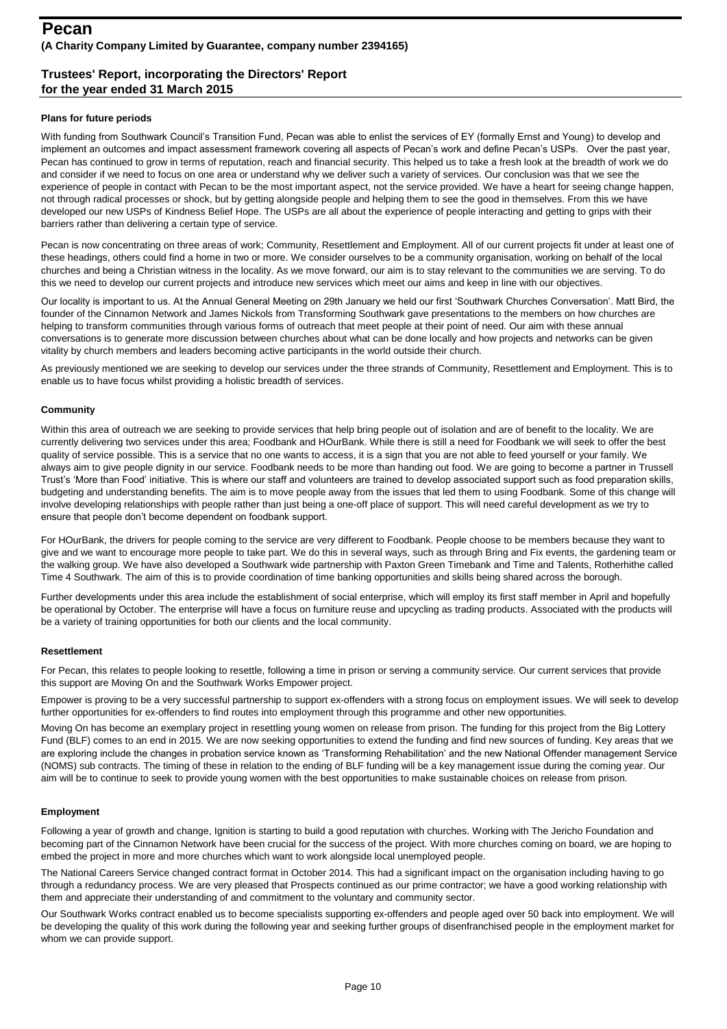# Pecan

**(A Charity Company Limited by Guarantee, company number 2394165)**

## Trustees' Report, incorporating the Directors' Report for the year ended 31 March 2015

### Plans for future periods

With funding from Southwark Council's Transition Fund, Pecan was able to enlist the services of EY (formally Ernst and Young) to develop and implement an outcomes and impact assessment framework covering all aspects of Pecan's work and define Pecan's USPs. Over the past year, Pecan has continued to grow in terms of reputation, reach and financial security. This helped us to take a fresh look at the breadth of work we do and consider if we need to focus on one area or understand why we deliver such a variety of services. Our conclusion was that we see the experience of people in contact with Pecan to be the most important aspect, not the service provided. We have a heart for seeing change happen, not through radical processes or shock, but by getting alongside people and helping them to see the good in themselves. From this we have developed our new USPs of Kindness Belief Hope. The USPs are all about the experience of people interacting and getting to grips with their barriers rather than delivering a certain type of service.

Pecan is now concentrating on three areas of work; Community, Resettlement and Employment. All of our current projects fit under at least one of these headings, others could find a home in two or more. We consider ourselves to be a community organisation, working on behalf of the local churches and being a Christian witness in the locality. As we move forward, our aim is to stay relevant to the communities we are serving. To do this we need to develop our current projects and introduce new services which meet our aims and keep in line with our objectives.

Our locality is important to us. At the Annual General Meeting on 29th January we held our first 'Southwark Churches Conversation'. Matt Bird, the founder of the Cinnamon Network and James Nickols from Transforming Southwark gave presentations to the members on how churches are helping to transform communities through various forms of outreach that meet people at their point of need. Our aim with these annual conversations is to generate more discussion between churches about what can be done locally and how projects and networks can be given vitality by church members and leaders becoming active participants in the world outside their church.

As previously mentioned we are seeking to develop our services under the three strands of Community, Resettlement and Employment. This is to enable us to have focus whilst providing a holistic breadth of services.

### Community

Within this area of outreach we are seeking to provide services that help bring people out of isolation and are of benefit to the locality. We are currently delivering two services under this area; Foodbank and HOurBank. While there is still a need for Foodbank we will seek to offer the best quality of service possible. This is a service that no one wants to access, it is a sign that you are not able to feed yourself or your family. We always aim to give people dignity in our service. Foodbank needs to be more than handing out food. We are going to become a partner in Trussell Trust's 'More than Food' initiative. This is where our staff and volunteers are trained to develop associated support such as food preparation skills, budgeting and understanding benefits. The aim is to move people away from the issues that led them to using Foodbank. Some of this change will involve developing relationships with people rather than just being a one-off place of support. This will need careful development as we try to ensure that people don't become dependent on foodbank support.

For HOurBank, the drivers for people coming to the service are very different to Foodbank. People choose to be members because they want to give and we want to encourage more people to take part. We do this in several ways, such as through Bring and Fix events, the gardening team or the walking group. We have also developed a Southwark wide partnership with Paxton Green Timebank and Time and Talents, Rotherhithe called Time 4 Southwark. The aim of this is to provide coordination of time banking opportunities and skills being shared across the borough.

Further developments under this area include the establishment of social enterprise, which will employ its first staff member in April and hopefully be operational by October. The enterprise will have a focus on furniture reuse and upcycling as trading products. Associated with the products will be a variety of training opportunities for both our clients and the local community.

### Resettlement

For Pecan, this relates to people looking to resettle, following a time in prison or serving a community service. Our current services that provide this support are Moving On and the Southwark Works Empower project.

Empower is proving to be a very successful partnership to support ex-offenders with a strong focus on employment issues. We will seek to develop further opportunities for ex-offenders to find routes into employment through this programme and other new opportunities.

Moving On has become an exemplary project in resettling young women on release from prison. The funding for this project from the Big Lottery Fund (BLF) comes to an end in 2015. We are now seeking opportunities to extend the funding and find new sources of funding. Key areas that we are exploring include the changes in probation service known as 'Transforming Rehabilitation' and the new National Offender management Service (NOMS) sub contracts. The timing of these in relation to the ending of BLF funding will be a key management issue during the coming year. Our aim will be to continue to seek to provide young women with the best opportunities to make sustainable choices on release from prison.

### Employment

Following a year of growth and change, Ignition is starting to build a good reputation with churches. Working with The Jericho Foundation and becoming part of the Cinnamon Network have been crucial for the success of the project. With more churches coming on board, we are hoping to embed the project in more and more churches which want to work alongside local unemployed people.

The National Careers Service changed contract format in October 2014. This had a significant impact on the organisation including having to go through a redundancy process. We are very pleased that Prospects continued as our prime contractor; we have a good working relationship with them and appreciate their understanding of and commitment to the voluntary and community sector.

Our Southwark Works contract enabled us to become specialists supporting ex-offenders and people aged over 50 back into employment. We will be developing the quality of this work during the following year and seeking further groups of disenfranchised people in the employment market for whom we can provide support.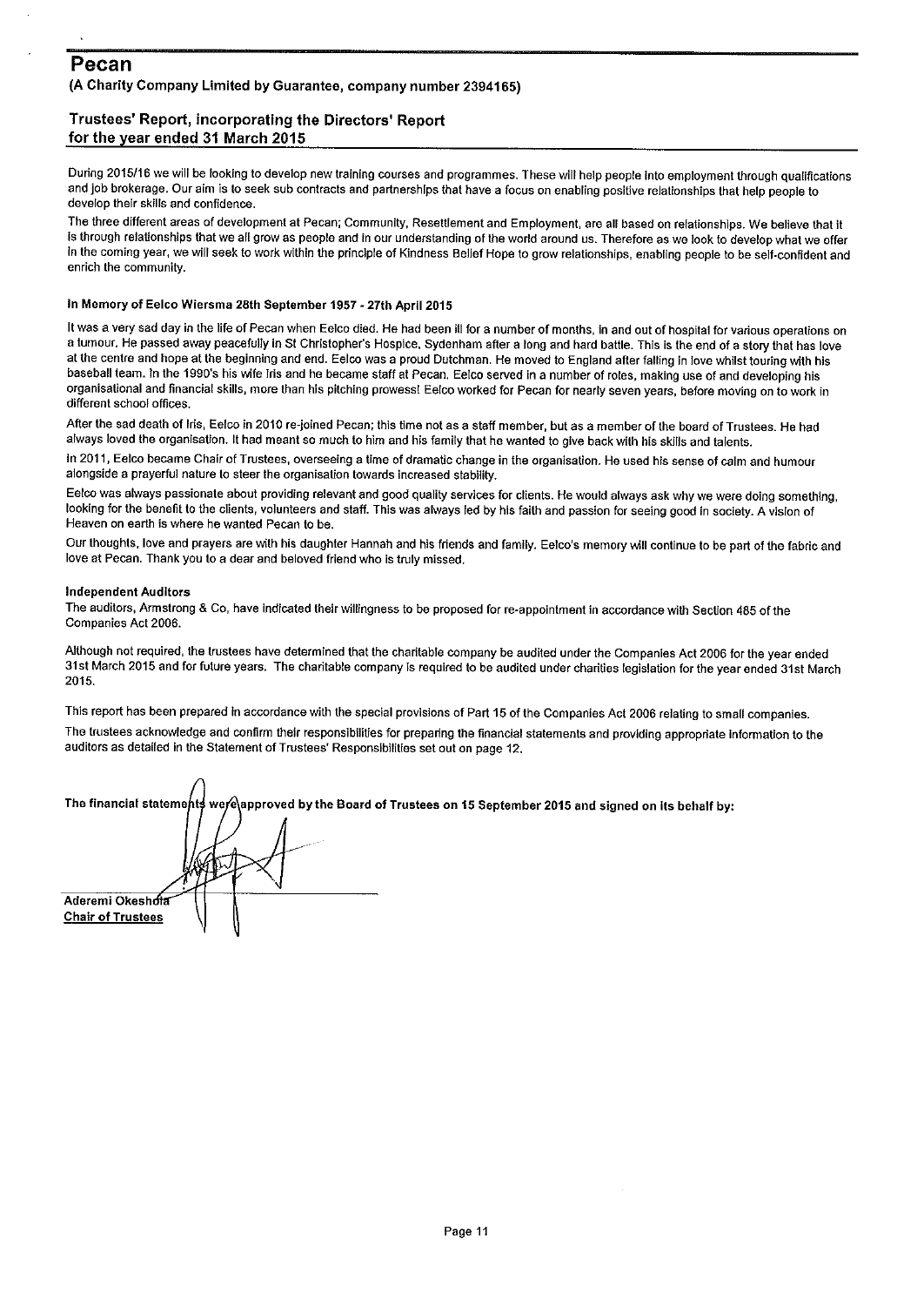# Pecan

**(A Charity Company Limited by Guarantee, company number 2394165)**

## Trustees' Report, incorporating the Directors' Report for the year ended 31 March 2015

During 2015/16 we will be looking to develop new training courses and programmes. These will help people into employment through qualifications and job brokerage. Our aim is to seek sub contracts and partnerships that have a focus on enabling positive relationships that help people to develop their skills and confidence.

The three different areas of development at Pecan; Community, Resettlement and Employment, are all based on relationships. We believe that it is through relationships that we all grow as people and in our understanding of the world around us. Therefore as we look to develop what we offer in the coming year, we will seek to work within the principle of Kindness Belief Hope to grow relationships, enabling people to be self-confident and enrich the community.

**In Memory of Eelco Wiersma 28th September 1957 - 27th April 2015**

It was a very sad day in the life of Pecan when Eelco died. He had been ill for a number of months, in and out of hospital for various operations on a tumour. He passed away peacefully in St Christopher's Hospice, Sydenham after a long and hard battle. This is the end of a story that has love at the centre and hope at the beginning and end. Eelco was a proud Dutchman. He moved to England after falling in love whilst touring with his baseball team. In the 1990's his wife Iris and he became staff at Pecan. Eelco served in a number of roles, making use of and developing his organisational and financial skills, more than his pitching prowess! Eelco worked for Pecan for nearly seven years, before moving on to work in different school offices.

After the sad death of Iris, Eelco in 2010 re-joined Pecan; this time not as a staff member, but as a member of the board of Trustees. He had always loved the organisation. It had meant so much to him and his family that he wanted to give back with his skills and talents.

In 2011, Eelco became Chair of Trustees, overseeing a time of dramatic change in the organisation. He used his sense of calm and humour alongside a prayerful nature to steer the organisation towards increased stability.

Eelco was always passionate about providing relevant and good quality services for clients. He would always ask why we were doing something, looking for the benefit to the clients, volunteers and staff. This was always led by his faith and passion for seeing good in society. A vision of Heaven on earth is where he wanted Pecan to be.

Our thoughts, love and prayers are with his daughter Hannah and his friends and family. Eelco's memory will continue to be part of the fabric and love at Pecan. Thank you to a dear and beloved friend who is truly missed.

**Independent Auditors**

The auditors, Armstrong & Co, have indicated their willingness to be proposed for re-appointment in accordance with Section 485 of the Companies Act 2006.

Although not required, the trustees have determined that the charitable company be audited under the Companies Act 2006 for the year ended 31st March 2015 and for future years. The charitable company is required to be audited under charities legislation for the year ended 31st March 2015.

This report has been prepared in accordance with the special provisions of Part 15 of the Companies Act 2006 relating to small companies.

The trustees acknowledge and confirm their responsibilities for preparing the financial statements and providing appropriate information to the auditors as detailed in the Statement of Trustees' Responsibilities set out on page 12.

**The financial statements were approved by the Board of Trustees on 15 September 2015 and signed on its behalf by:**

Aderemi Okeshola
Chair of Trustees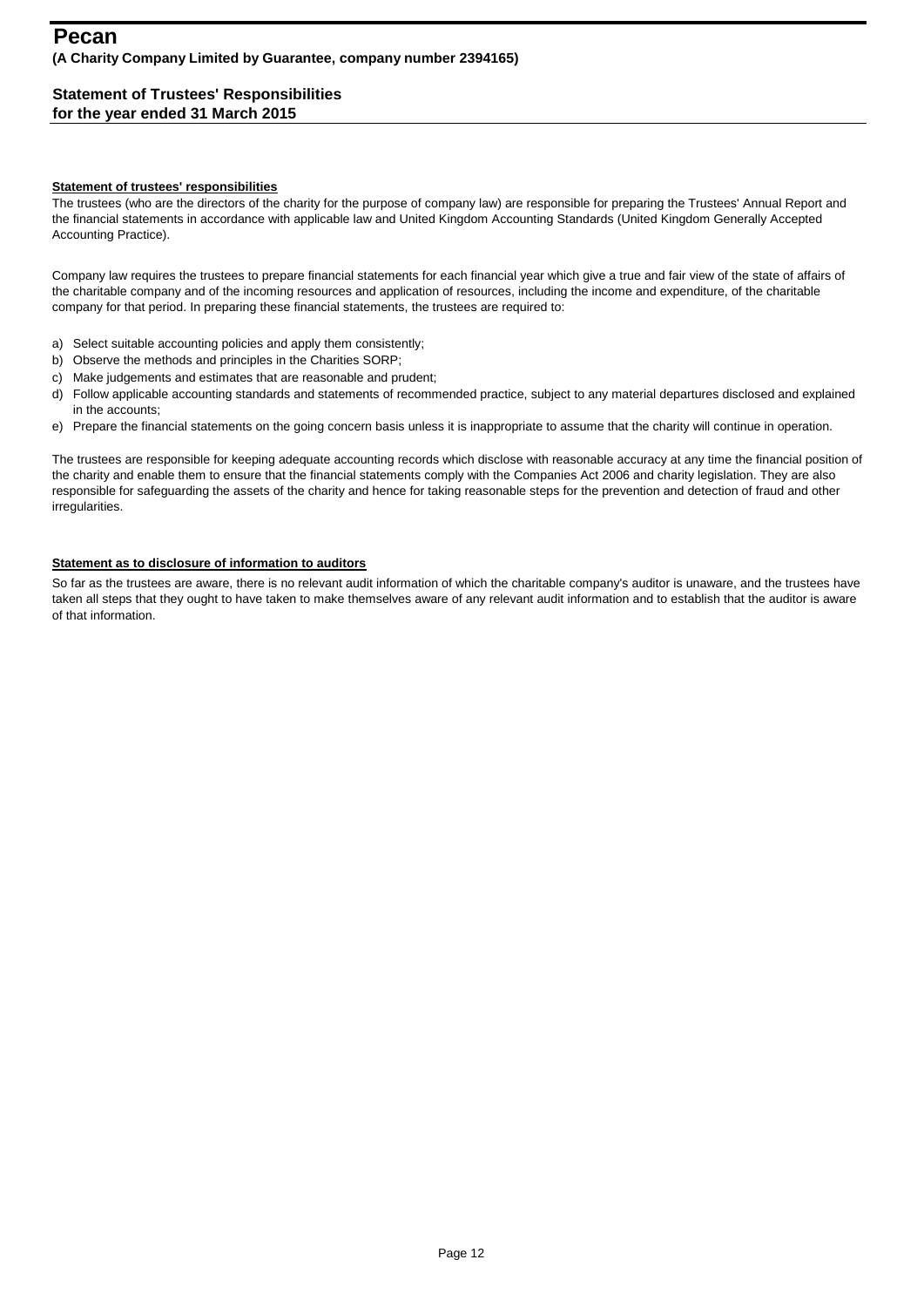# Pecan

**(A Charity Company Limited by Guarantee, company number 2394165)**

## Statement of Trustees' Responsibilities
## for the year ended 31 March 2015

### Statement of trustees' responsibilities

The trustees (who are the directors of the charity for the purpose of company law) are responsible for preparing the Trustees' Annual Report and the financial statements in accordance with applicable law and United Kingdom Accounting Standards (United Kingdom Generally Accepted Accounting Practice).

Company law requires the trustees to prepare financial statements for each financial year which give a true and fair view of the state of affairs of the charitable company and of the incoming resources and application of resources, including the income and expenditure, of the charitable company for that period. In preparing these financial statements, the trustees are required to:

a) Select suitable accounting policies and apply them consistently;
b) Observe the methods and principles in the Charities SORP;
c) Make judgements and estimates that are reasonable and prudent;
d) Follow applicable accounting standards and statements of recommended practice, subject to any material departures disclosed and explained in the accounts;
e) Prepare the financial statements on the going concern basis unless it is inappropriate to assume that the charity will continue in operation.

The trustees are responsible for keeping adequate accounting records which disclose with reasonable accuracy at any time the financial position of the charity and enable them to ensure that the financial statements comply with the Companies Act 2006 and charity legislation. They are also responsible for safeguarding the assets of the charity and hence for taking reasonable steps for the prevention and detection of fraud and other irregularities.

### Statement as to disclosure of information to auditors

So far as the trustees are aware, there is no relevant audit information of which the charitable company's auditor is unaware, and the trustees have taken all steps that they ought to have taken to make themselves aware of any relevant audit information and to establish that the auditor is aware of that information.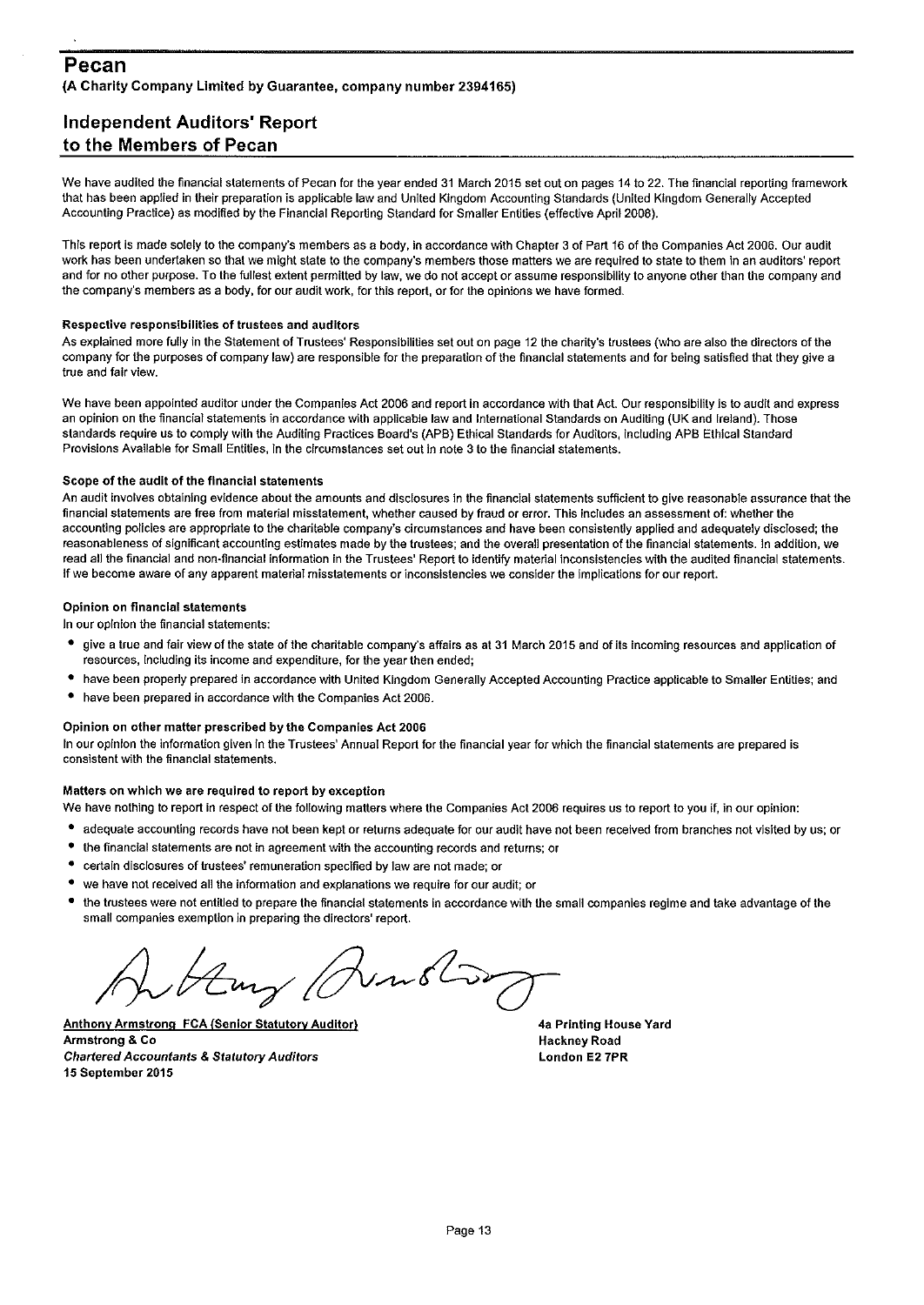# Pecan

**(A Charity Company Limited by Guarantee, company number 2394165)**

## Independent Auditors' Report to the Members of Pecan

We have audited the financial statements of Pecan for the year ended 31 March 2015 set out on pages 14 to 22. The financial reporting framework that has been applied in their preparation is applicable law and United Kingdom Accounting Standards (United Kingdom Generally Accepted Accounting Practice) as modified by the Financial Reporting Standard for Smaller Entities (effective April 2008).

This report is made solely to the company's members as a body, in accordance with Chapter 3 of Part 16 of the Companies Act 2006. Our audit work has been undertaken so that we might state to the company's members those matters we are required to state to them in an auditors' report and for no other purpose. To the fullest extent permitted by law, we do not accept or assume responsibility to anyone other than the company and the company's members as a body, for our audit work, for this report, or for the opinions we have formed.

### Respective responsibilities of trustees and auditors

As explained more fully in the Statement of Trustees' Responsibilities set out on page 12 the charity's trustees (who are also the directors of the company for the purposes of company law) are responsible for the preparation of the financial statements and for being satisfied that they give a true and fair view.

We have been appointed auditor under the Companies Act 2006 and report in accordance with that Act. Our responsibility is to audit and express an opinion on the financial statements in accordance with applicable law and International Standards on Auditing (UK and Ireland). Those standards require us to comply with the Auditing Practices Board's (APB) Ethical Standards for Auditors, including APB Ethical Standard Provisions Available for Small Entities, in the circumstances set out in note 3 to the financial statements.

### Scope of the audit of the financial statements

An audit involves obtaining evidence about the amounts and disclosures in the financial statements sufficient to give reasonable assurance that the financial statements are free from material misstatement, whether caused by fraud or error. This includes an assessment of: whether the accounting policies are appropriate to the charitable company's circumstances and have been consistently applied and adequately disclosed; the reasonableness of significant accounting estimates made by the trustees; and the overall presentation of the financial statements. In addition, we read all the financial and non-financial information in the Trustees' Report to identify material inconsistencies with the audited financial statements. If we become aware of any apparent material misstatements or inconsistencies we consider the implications for our report.

### Opinion on financial statements

In our opinion the financial statements:

- give a true and fair view of the state of the charitable company's affairs as at 31 March 2015 and of its incoming resources and application of resources, including its income and expenditure, for the year then ended;
- have been properly prepared in accordance with United Kingdom Generally Accepted Accounting Practice applicable to Smaller Entities; and
- have been prepared in accordance with the Companies Act 2006.

### Opinion on other matter prescribed by the Companies Act 2006

In our opinion the information given in the Trustees' Annual Report for the financial year for which the financial statements are prepared is consistent with the financial statements.

### Matters on which we are required to report by exception

We have nothing to report in respect of the following matters where the Companies Act 2006 requires us to report to you if, in our opinion:

- adequate accounting records have not been kept or returns adequate for our audit have not been received from branches not visited by us; or
- the financial statements are not in agreement with the accounting records and returns; or
- certain disclosures of trustees' remuneration specified by law are not made; or
- we have not received all the information and explanations we require for our audit; or
- the trustees were not entitled to prepare the financial statements in accordance with the small companies regime and take advantage of the small companies exemption in preparing the directors' report.

**Anthony Armstrong FCA (Senior Statutory Auditor)**
**Armstrong & Co**
***Chartered Accountants & Statutory Auditors***
**15 September 2015**

**4a Printing House Yard**
**Hackney Road**
**London E2 7PR**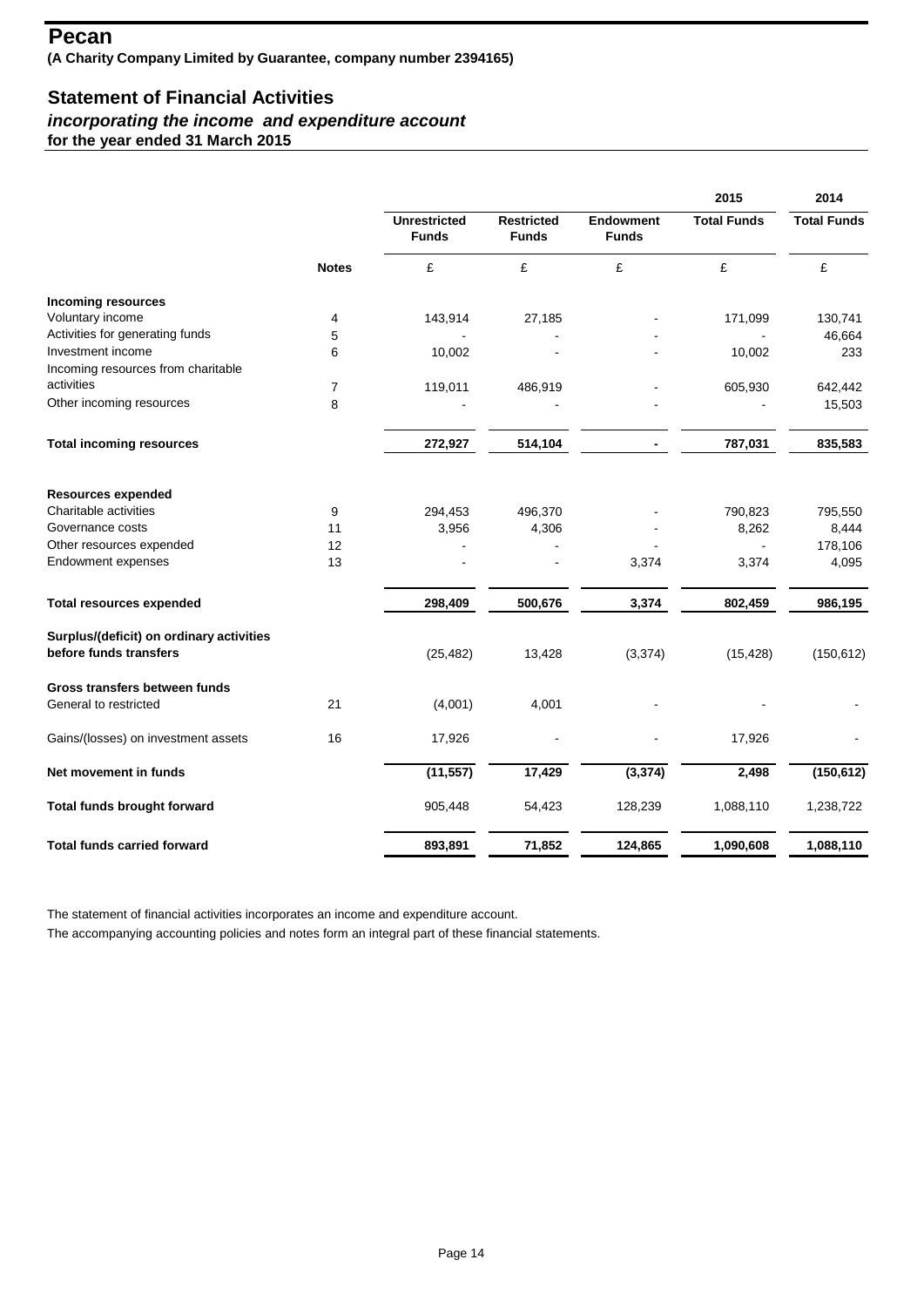# Pecan

**(A Charity Company Limited by Guarantee, company number 2394165)**

## Statement of Financial Activities

### *incorporating the income and expenditure account*

**for the year ended 31 March 2015**

| | Notes | Unrestricted Funds | Restricted Funds | Endowment Funds | 2015 Total Funds | 2014 Total Funds |
|---|---|---|---|---|---|---|
| | | £ | £ | £ | £ | £ |
| **Incoming resources** | | | | | | |
| Voluntary income | 4 | 143,914 | 27,185 | - | 171,099 | 130,741 |
| Activities for generating funds | 5 | - | - | - | - | 46,664 |
| Investment income | 6 | 10,002 | - | - | 10,002 | 233 |
| Incoming resources from charitable activities | 7 | 119,011 | 486,919 | - | 605,930 | 642,442 |
| Other incoming resources | 8 | - | - | - | - | 15,503 |
| **Total incoming resources** | | **272,927** | **514,104** | **-** | **787,031** | **835,583** |
| **Resources expended** | | | | | | |
| Charitable activities | 9 | 294,453 | 496,370 | - | 790,823 | 795,550 |
| Governance costs | 11 | 3,956 | 4,306 | - | 8,262 | 8,444 |
| Other resources expended | 12 | - | - | - | - | 178,106 |
| Endowment expenses | 13 | - | - | 3,374 | 3,374 | 4,095 |
| **Total resources expended** | | **298,409** | **500,676** | **3,374** | **802,459** | **986,195** |
| **Surplus/(deficit) on ordinary activities before funds transfers** | | (25,482) | 13,428 | (3,374) | (15,428) | (150,612) |
| **Gross transfers between funds** | | | | | | |
| General to restricted | 21 | (4,001) | 4,001 | | - | - |
| Gains/(losses) on investment assets | 16 | 17,926 | - | - | 17,926 | - |
| **Net movement in funds** | | **(11,557)** | **17,429** | **(3,374)** | **2,498** | **(150,612)** |
| **Total funds brought forward** | | 905,448 | 54,423 | 128,239 | 1,088,110 | 1,238,722 |
| **Total funds carried forward** | | **893,891** | **71,852** | **124,865** | **1,090,608** | **1,088,110** |

The statement of financial activities incorporates an income and expenditure account.

The accompanying accounting policies and notes form an integral part of these financial statements.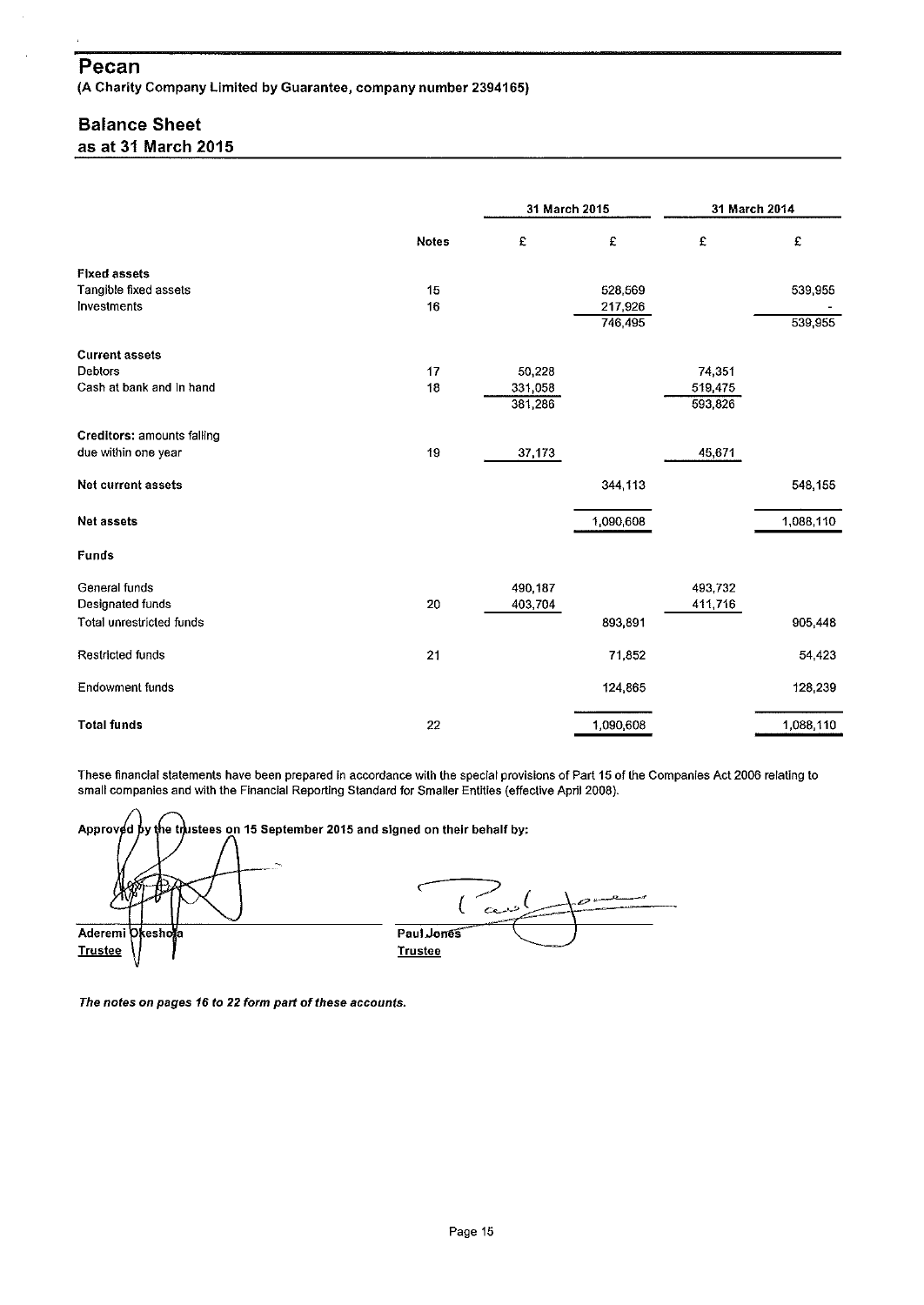# Pecan

**(A Charity Company Limited by Guarantee, company number 2394165)**

## Balance Sheet
### as at 31 March 2015

| | Notes | 31 March 2015 £ | 31 March 2015 £ | 31 March 2014 £ | 31 March 2014 £ |
|---|---|---|---|---|---|
| **Fixed assets** | | | | | |
| Tangible fixed assets | 15 | | 528,569 | | 539,955 |
| Investments | 16 | | 217,926 | | - |
| | | | 746,495 | | 539,955 |
| **Current assets** | | | | | |
| Debtors | 17 | 50,228 | | 74,351 | |
| Cash at bank and in hand | 18 | 331,058 | | 519,475 | |
| | | 381,286 | | 593,826 | |
| **Creditors:** amounts falling due within one year | 19 | 37,173 | | 45,671 | |
| **Net current assets** | | | 344,113 | | 548,155 |
| **Net assets** | | | 1,090,608 | | 1,088,110 |
| **Funds** | | | | | |
| General funds | | 490,187 | | 493,732 | |
| Designated funds | 20 | 403,704 | | 411,716 | |
| Total unrestricted funds | | | 893,891 | | 905,448 |
| Restricted funds | 21 | | 71,852 | | 54,423 |
| Endowment funds | | | 124,865 | | 128,239 |
| **Total funds** | 22 | | 1,090,608 | | 1,088,110 |

These financial statements have been prepared in accordance with the special provisions of Part 15 of the Companies Act 2006 relating to small companies and with the Financial Reporting Standard for Smaller Entities (effective April 2008).

**Approved by the trustees on 15 September 2015 and signed on their behalf by:**

| | |
|---|---|
| **Aderemi Okeshola** | **Paul Jones** |
| **Trustee** | **Trustee** |

***The notes on pages 16 to 22 form part of these accounts.***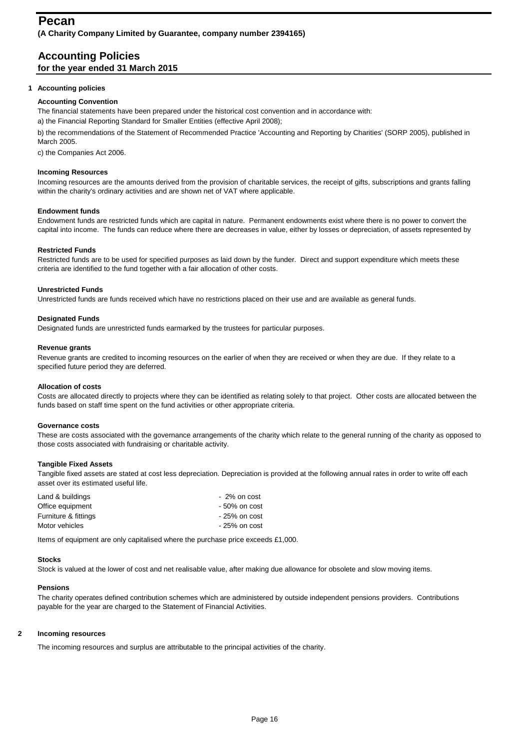# Pecan

**(A Charity Company Limited by Guarantee, company number 2394165)**

## Accounting Policies

**for the year ended 31 March 2015**

### 1 Accounting policies

**Accounting Convention**

The financial statements have been prepared under the historical cost convention and in accordance with:

a) the Financial Reporting Standard for Smaller Entities (effective April 2008);

b) the recommendations of the Statement of Recommended Practice 'Accounting and Reporting by Charities' (SORP 2005), published in March 2005.

c) the Companies Act 2006.

**Incoming Resources**

Incoming resources are the amounts derived from the provision of charitable services, the receipt of gifts, subscriptions and grants falling within the charity's ordinary activities and are shown net of VAT where applicable.

**Endowment funds**

Endowment funds are restricted funds which are capital in nature. Permanent endowments exist where there is no power to convert the capital into income. The funds can reduce where there are decreases in value, either by losses or depreciation, of assets represented by

**Restricted Funds**

Restricted funds are to be used for specified purposes as laid down by the funder. Direct and support expenditure which meets these criteria are identified to the fund together with a fair allocation of other costs.

**Unrestricted Funds**

Unrestricted funds are funds received which have no restrictions placed on their use and are available as general funds.

**Designated Funds**

Designated funds are unrestricted funds earmarked by the trustees for particular purposes.

**Revenue grants**

Revenue grants are credited to incoming resources on the earlier of when they are received or when they are due. If they relate to a specified future period they are deferred.

**Allocation of costs**

Costs are allocated directly to projects where they can be identified as relating solely to that project. Other costs are allocated between the funds based on staff time spent on the fund activities or other appropriate criteria.

**Governance costs**

These are costs associated with the governance arrangements of the charity which relate to the general running of the charity as opposed to those costs associated with fundraising or charitable activity.

**Tangible Fixed Assets**

Tangible fixed assets are stated at cost less depreciation. Depreciation is provided at the following annual rates in order to write off each asset over its estimated useful life.

| | |
|---|---|
| Land & buildings | - 2% on cost |
| Office equipment | - 50% on cost |
| Furniture & fittings | - 25% on cost |
| Motor vehicles | - 25% on cost |

Items of equipment are only capitalised where the purchase price exceeds £1,000.

**Stocks**

Stock is valued at the lower of cost and net realisable value, after making due allowance for obsolete and slow moving items.

**Pensions**

The charity operates defined contribution schemes which are administered by outside independent pensions providers. Contributions payable for the year are charged to the Statement of Financial Activities.

### 2 Incoming resources

The incoming resources and surplus are attributable to the principal activities of the charity.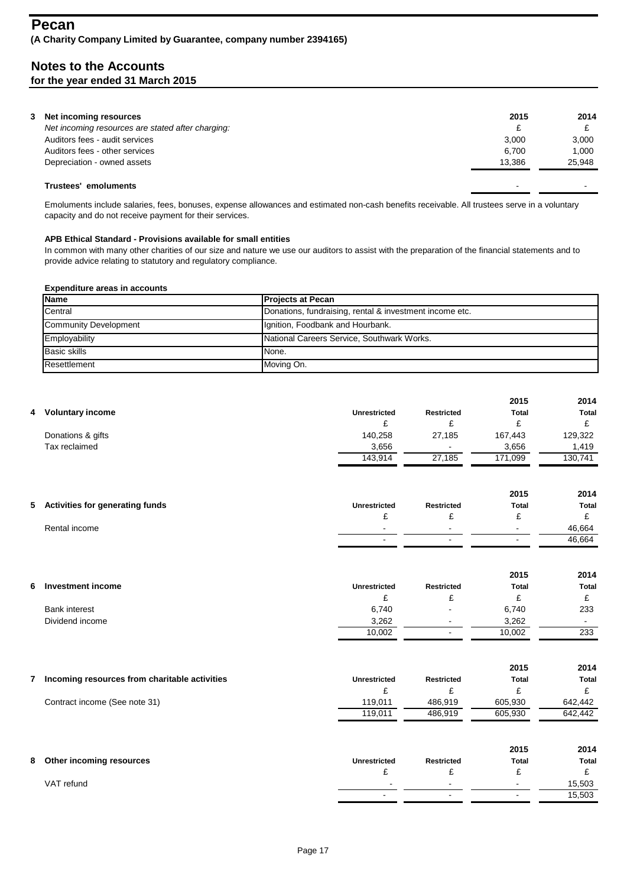# Pecan

**(A Charity Company Limited by Guarantee, company number 2394165)**

## Notes to the Accounts

### for the year ended 31 March 2015

**3 Net incoming resources**

| | 2015 | 2014 |
|---|---|---|
| *Net incoming resources are stated after charging:* | £ | £ |
| Auditors fees - audit services | 3,000 | 3,000 |
| Auditors fees - other services | 6,700 | 1,000 |
| Depreciation - owned assets | 13,386 | 25,948 |
| | | |
| **Trustees' emoluments** | - | - |

Emoluments include salaries, fees, bonuses, expense allowances and estimated non-cash benefits receivable. All trustees serve in a voluntary capacity and do not receive payment for their services.

**APB Ethical Standard - Provisions available for small entities**

In common with many other charities of our size and nature we use our auditors to assist with the preparation of the financial statements and to provide advice relating to statutory and regulatory compliance.

**Expenditure areas in accounts**

| Name | Projects at Pecan |
|---|---|
| Central | Donations, fundraising, rental & investment income etc. |
| Community Development | Ignition, Foodbank and Hourbank. |
| Employability | National Careers Service, Southwark Works. |
| Basic skills | None. |
| Resettlement | Moving On. |

**4 Voluntary income**

| | Unrestricted | Restricted | 2015 Total | 2014 Total |
|---|---|---|---|---|
| | £ | £ | £ | £ |
| Donations & gifts | 140,258 | 27,185 | 167,443 | 129,322 |
| Tax reclaimed | 3,656 | - | 3,656 | 1,419 |
| | 143,914 | 27,185 | 171,099 | 130,741 |

**5 Activities for generating funds**

| | Unrestricted | Restricted | 2015 Total | 2014 Total |
|---|---|---|---|---|
| | £ | £ | £ | £ |
| Rental income | - | - | - | 46,664 |
| | - | - | - | 46,664 |

**6 Investment income**

| | Unrestricted | Restricted | 2015 Total | 2014 Total |
|---|---|---|---|---|
| | £ | £ | £ | £ |
| Bank interest | 6,740 | - | 6,740 | 233 |
| Dividend income | 3,262 | - | 3,262 | - |
| | 10,002 | - | 10,002 | 233 |

**7 Incoming resources from charitable activities**

| | Unrestricted | Restricted | 2015 Total | 2014 Total |
|---|---|---|---|---|
| | £ | £ | £ | £ |
| Contract income (See note 31) | 119,011 | 486,919 | 605,930 | 642,442 |
| | 119,011 | 486,919 | 605,930 | 642,442 |

**8 Other incoming resources**

| | Unrestricted | Restricted | 2015 Total | 2014 Total |
|---|---|---|---|---|
| | £ | £ | £ | £ |
| VAT refund | - | - | - | 15,503 |
| | - | - | - | 15,503 |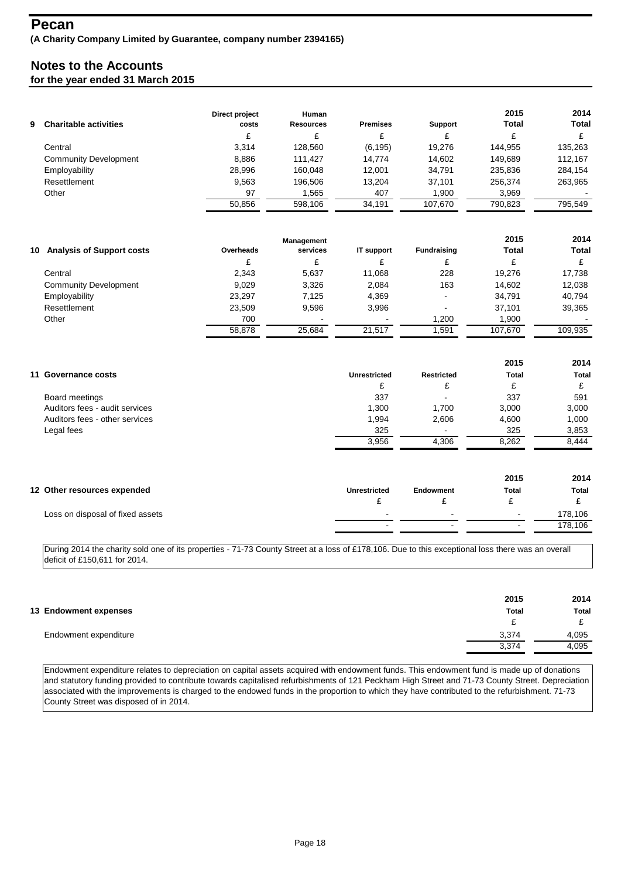# Pecan

**(A Charity Company Limited by Guarantee, company number 2394165)**

## Notes to the Accounts

**for the year ended 31 March 2015**

| 9 Charitable activities | Direct project costs | Human Resources | Premises | Support | 2015 Total | 2014 Total |
|---|---|---|---|---|---|---|
| | £ | £ | £ | £ | £ | £ |
| Central | 3,314 | 128,560 | (6,195) | 19,276 | 144,955 | 135,263 |
| Community Development | 8,886 | 111,427 | 14,774 | 14,602 | 149,689 | 112,167 |
| Employability | 28,996 | 160,048 | 12,001 | 34,791 | 235,836 | 284,154 |
| Resettlement | 9,563 | 196,506 | 13,204 | 37,101 | 256,374 | 263,965 |
| Other | 97 | 1,565 | 407 | 1,900 | 3,969 | - |
| | 50,856 | 598,106 | 34,191 | 107,670 | 790,823 | 795,549 |

| 10 Analysis of Support costs | Overheads | Management services | IT support | Fundraising | 2015 Total | 2014 Total |
|---|---|---|---|---|---|---|
| | £ | £ | £ | £ | £ | £ |
| Central | 2,343 | 5,637 | 11,068 | 228 | 19,276 | 17,738 |
| Community Development | 9,029 | 3,326 | 2,084 | 163 | 14,602 | 12,038 |
| Employability | 23,297 | 7,125 | 4,369 | - | 34,791 | 40,794 |
| Resettlement | 23,509 | 9,596 | 3,996 | - | 37,101 | 39,365 |
| Other | 700 | - | - | 1,200 | 1,900 | - |
| | 58,878 | 25,684 | 21,517 | 1,591 | 107,670 | 109,935 |

| 11 Governance costs | Unrestricted | Restricted | 2015 Total | 2014 Total |
|---|---|---|---|---|
| | £ | £ | £ | £ |
| Board meetings | 337 | - | 337 | 591 |
| Auditors fees - audit services | 1,300 | 1,700 | 3,000 | 3,000 |
| Auditors fees - other services | 1,994 | 2,606 | 4,600 | 1,000 |
| Legal fees | 325 | - | 325 | 3,853 |
| | 3,956 | 4,306 | 8,262 | 8,444 |

| 12 Other resources expended | Unrestricted | Endowment | 2015 Total | 2014 Total |
|---|---|---|---|---|
| | £ | £ | £ | £ |
| Loss on disposal of fixed assets | - | - | - | 178,106 |
| | - | - | - | 178,106 |

During 2014 the charity sold one of its properties - 71-73 County Street at a loss of £178,106. Due to this exceptional loss there was an overall deficit of £150,611 for 2014.

| 13 Endowment expenses | 2015 Total | 2014 Total |
|---|---|---|
| | £ | £ |
| Endowment expenditure | 3,374 | 4,095 |
| | 3,374 | 4,095 |

Endowment expenditure relates to depreciation on capital assets acquired with endowment funds. This endowment fund is made up of donations and statutory funding provided to contribute towards capitalised refurbishments of 121 Peckham High Street and 71-73 County Street. Depreciation associated with the improvements is charged to the endowed funds in the proportion to which they have contributed to the refurbishment. 71-73 County Street was disposed of in 2014.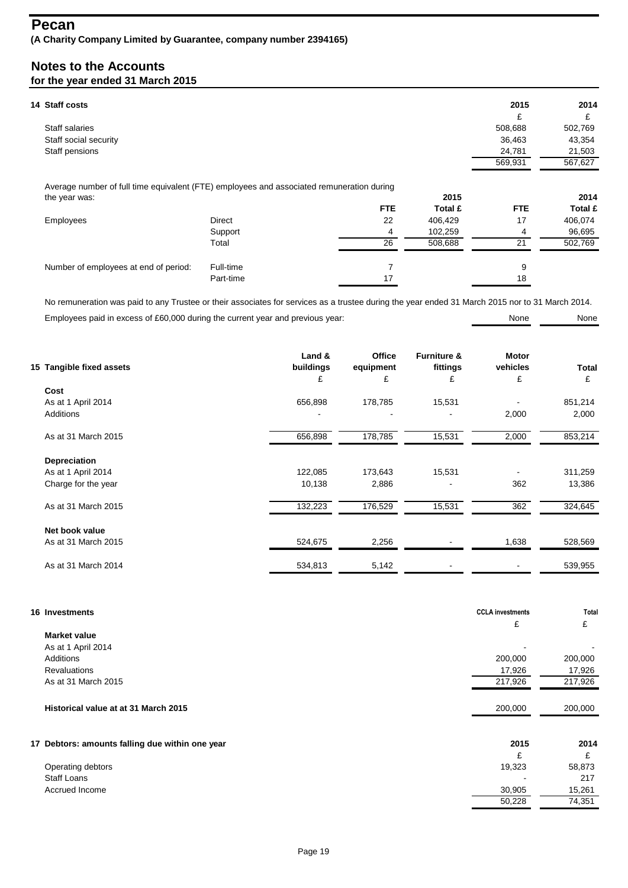# Pecan

**(A Charity Company Limited by Guarantee, company number 2394165)**

## Notes to the Accounts

**for the year ended 31 March 2015**

### 14 Staff costs

| | 2015 | 2014 |
|---|---|---|
| | £ | £ |
| Staff salaries | 508,688 | 502,769 |
| Staff social security | 36,463 | 43,354 |
| Staff pensions | 24,781 | 21,503 |
| | 569,931 | 567,627 |

Average number of full time equivalent (FTE) employees and associated remuneration during the year was:

| | | 2015 | 2015 | 2014 | 2014 |
|---|---|---|---|---|---|
| | | FTE | Total £ | FTE | Total £ |
| Employees | Direct | 22 | 406,429 | 17 | 406,074 |
| | Support | 4 | 102,259 | 4 | 96,695 |
| | Total | 26 | 508,688 | 21 | 502,769 |
| Number of employees at end of period: | Full-time | 7 | | 9 | |
| | Part-time | 17 | | 18 | |

No remuneration was paid to any Trustee or their associates for services as a trustee during the year ended 31 March 2015 nor to 31 March 2014.

| | 2015 | 2014 |
|---|---|---|
| Employees paid in excess of £60,000 during the current year and previous year: | None | None |

### 15 Tangible fixed assets

| | Land & buildings | Office equipment | Furniture & fittings | Motor vehicles | Total |
|---|---|---|---|---|---|
| | £ | £ | £ | £ | £ |
| **Cost** | | | | | |
| As at 1 April 2014 | 656,898 | 178,785 | 15,531 | - | 851,214 |
| Additions | - | - | - | 2,000 | 2,000 |
| As at 31 March 2015 | 656,898 | 178,785 | 15,531 | 2,000 | 853,214 |
| **Depreciation** | | | | | |
| As at 1 April 2014 | 122,085 | 173,643 | 15,531 | - | 311,259 |
| Charge for the year | 10,138 | 2,886 | - | 362 | 13,386 |
| As at 31 March 2015 | 132,223 | 176,529 | 15,531 | 362 | 324,645 |
| **Net book value** | | | | | |
| As at 31 March 2015 | 524,675 | 2,256 | - | 1,638 | 528,569 |
| As at 31 March 2014 | 534,813 | 5,142 | - | - | 539,955 |

### 16 Investments

| | CCLA investments | Total |
|---|---|---|
| | £ | £ |
| **Market value** | | |
| As at 1 April 2014 | - | - |
| Additions | 200,000 | 200,000 |
| Revaluations | 17,926 | 17,926 |
| As at 31 March 2015 | 217,926 | 217,926 |
| **Historical value at at 31 March 2015** | 200,000 | 200,000 |

### 17 Debtors: amounts falling due within one year

| | 2015 | 2014 |
|---|---|---|
| | £ | £ |
| Operating debtors | 19,323 | 58,873 |
| Staff Loans | - | 217 |
| Accrued Income | 30,905 | 15,261 |
| | 50,228 | 74,351 |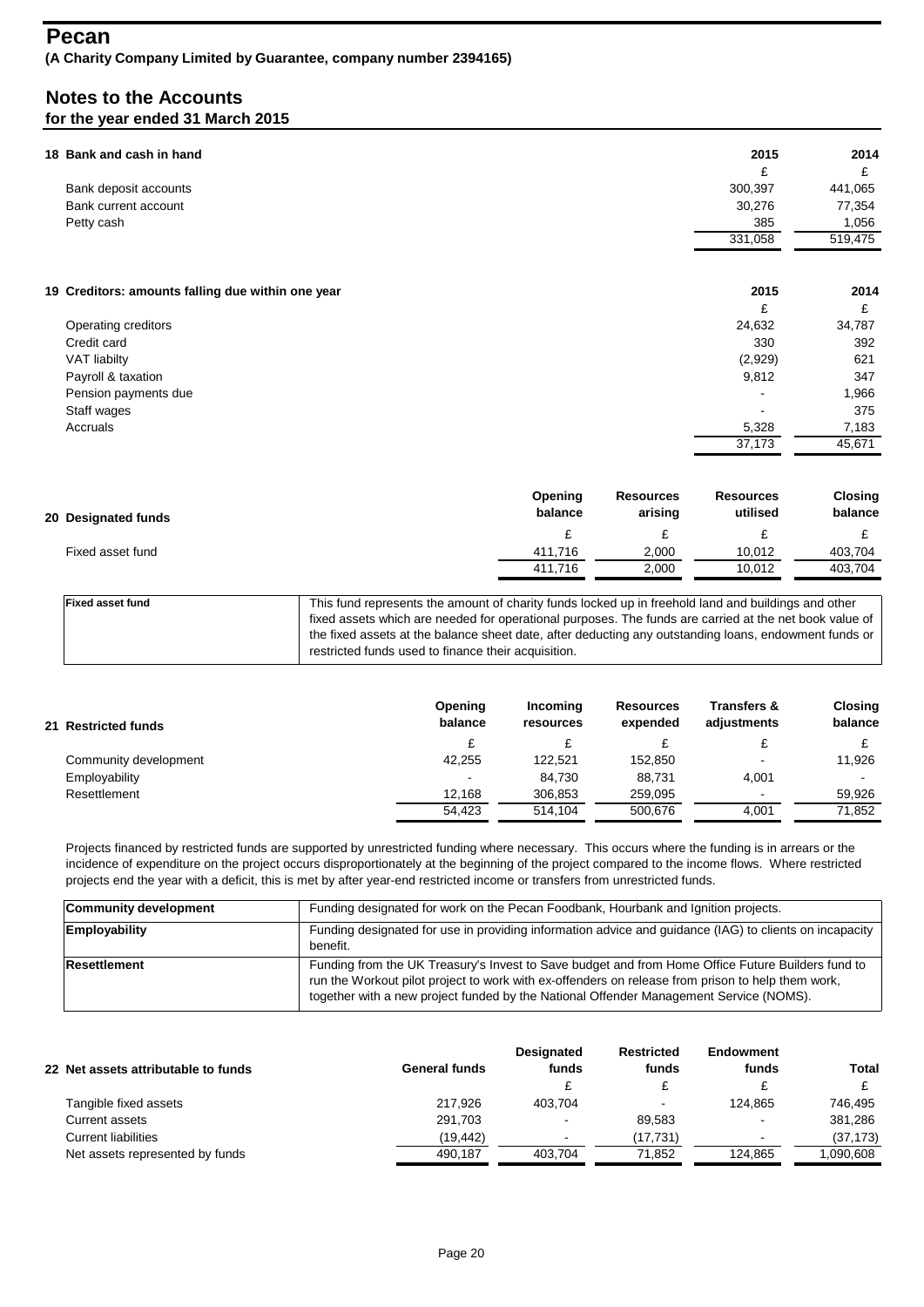# Pecan

**(A Charity Company Limited by Guarantee, company number 2394165)**

## Notes to the Accounts

**for the year ended 31 March 2015**

### 18 Bank and cash in hand

| | 2015 | 2014 |
|---|---|---|
| | £ | £ |
| Bank deposit accounts | 300,397 | 441,065 |
| Bank current account | 30,276 | 77,354 |
| Petty cash | 385 | 1,056 |
| | 331,058 | 519,475 |

### 19 Creditors: amounts falling due within one year

| | 2015 | 2014 |
|---|---|---|
| | £ | £ |
| Operating creditors | 24,632 | 34,787 |
| Credit card | 330 | 392 |
| VAT liabilty | (2,929) | 621 |
| Payroll & taxation | 9,812 | 347 |
| Pension payments due | - | 1,966 |
| Staff wages | - | 375 |
| Accruals | 5,328 | 7,183 |
| | 37,173 | 45,671 |

### 20 Designated funds

| | Opening balance | Resources arising | Resources utilised | Closing balance |
|---|---|---|---|---|
| | £ | £ | £ | £ |
| Fixed asset fund | 411,716 | 2,000 | 10,012 | 403,704 |
| | 411,716 | 2,000 | 10,012 | 403,704 |

| | |
|---|---|
| **Fixed asset fund** | This fund represents the amount of charity funds locked up in freehold land and buildings and other fixed assets which are needed for operational purposes. The funds are carried at the net book value of the fixed assets at the balance sheet date, after deducting any outstanding loans, endowment funds or restricted funds used to finance their acquisition. |

### 21 Restricted funds

| | Opening balance | Incoming resources | Resources expended | Transfers & adjustments | Closing balance |
|---|---|---|---|---|---|
| | £ | £ | £ | £ | £ |
| Community development | 42,255 | 122,521 | 152,850 | - | 11,926 |
| Employability | - | 84,730 | 88,731 | 4,001 | - |
| Resettlement | 12,168 | 306,853 | 259,095 | - | 59,926 |
| | 54,423 | 514,104 | 500,676 | 4,001 | 71,852 |

Projects financed by restricted funds are supported by unrestricted funding where necessary. This occurs where the funding is in arrears or the incidence of expenditure on the project occurs disproportionately at the beginning of the project compared to the income flows. Where restricted projects end the year with a deficit, this is met by after year-end restricted income or transfers from unrestricted funds.

| | |
|---|---|
| **Community development** | Funding designated for work on the Pecan Foodbank, Hourbank and Ignition projects. |
| **Employability** | Funding designated for use in providing information advice and guidance (IAG) to clients on incapacity benefit. |
| **Resettlement** | Funding from the UK Treasury's Invest to Save budget and from Home Office Future Builders fund to run the Workout pilot project to work with ex-offenders on release from prison to help them work, together with a new project funded by the National Offender Management Service (NOMS). |

### 22 Net assets attributable to funds

| | General funds | Designated funds | Restricted funds | Endowment funds | Total |
|---|---|---|---|---|---|
| | | £ | £ | £ | £ |
| Tangible fixed assets | 217,926 | 403,704 | - | 124,865 | 746,495 |
| Current assets | 291,703 | - | 89,583 | - | 381,286 |
| Current liabilities | (19,442) | - | (17,731) | - | (37,173) |
| Net assets represented by funds | 490,187 | 403,704 | 71,852 | 124,865 | 1,090,608 |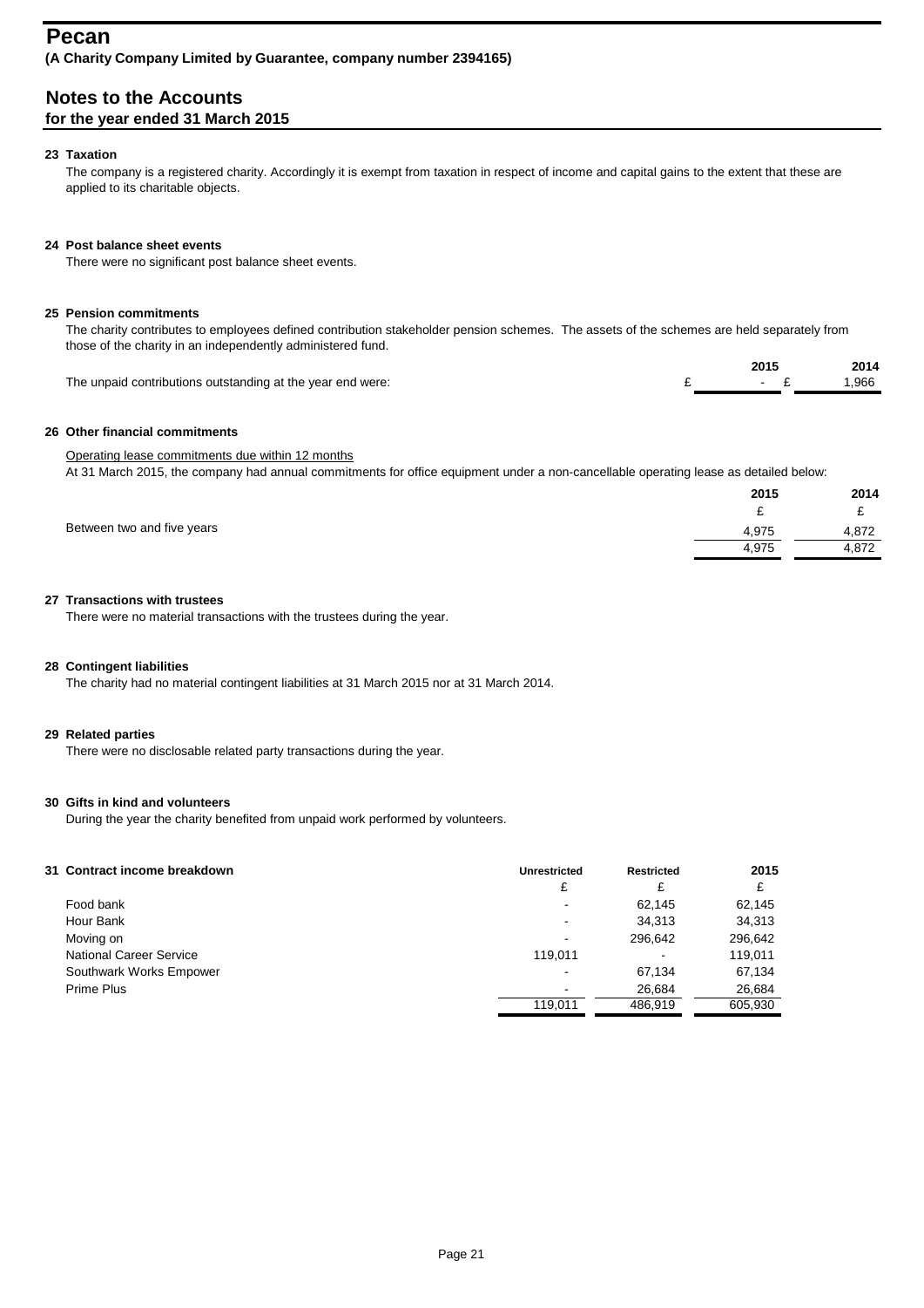# Pecan

**(A Charity Company Limited by Guarantee, company number 2394165)**

## Notes to the Accounts

### for the year ended 31 March 2015

**23 Taxation**

The company is a registered charity. Accordingly it is exempt from taxation in respect of income and capital gains to the extent that these are applied to its charitable objects.

**24 Post balance sheet events**

There were no significant post balance sheet events.

**25 Pension commitments**

The charity contributes to employees defined contribution stakeholder pension schemes. The assets of the schemes are held separately from those of the charity in an independently administered fund.

| | 2015 | 2014 |
|---|---|---|
| The unpaid contributions outstanding at the year end were: | £ - | £ 1,966 |

**26 Other financial commitments**

Operating lease commitments due within 12 months

At 31 March 2015, the company had annual commitments for office equipment under a non-cancellable operating lease as detailed below:

| | 2015 | 2014 |
|---|---|---|
| | £ | £ |
| Between two and five years | 4,975 | 4,872 |
| | 4,975 | 4,872 |

**27 Transactions with trustees**

There were no material transactions with the trustees during the year.

**28 Contingent liabilities**

The charity had no material contingent liabilities at 31 March 2015 nor at 31 March 2014.

**29 Related parties**

There were no disclosable related party transactions during the year.

**30 Gifts in kind and volunteers**

During the year the charity benefited from unpaid work performed by volunteers.

**31 Contract income breakdown**

| | Unrestricted | Restricted | 2015 |
|---|---|---|---|
| | £ | £ | £ |
| Food bank | - | 62,145 | 62,145 |
| Hour Bank | - | 34,313 | 34,313 |
| Moving on | - | 296,642 | 296,642 |
| National Career Service | 119,011 | - | 119,011 |
| Southwark Works Empower | - | 67,134 | 67,134 |
| Prime Plus | - | 26,684 | 26,684 |
| | 119,011 | 486,919 | 605,930 |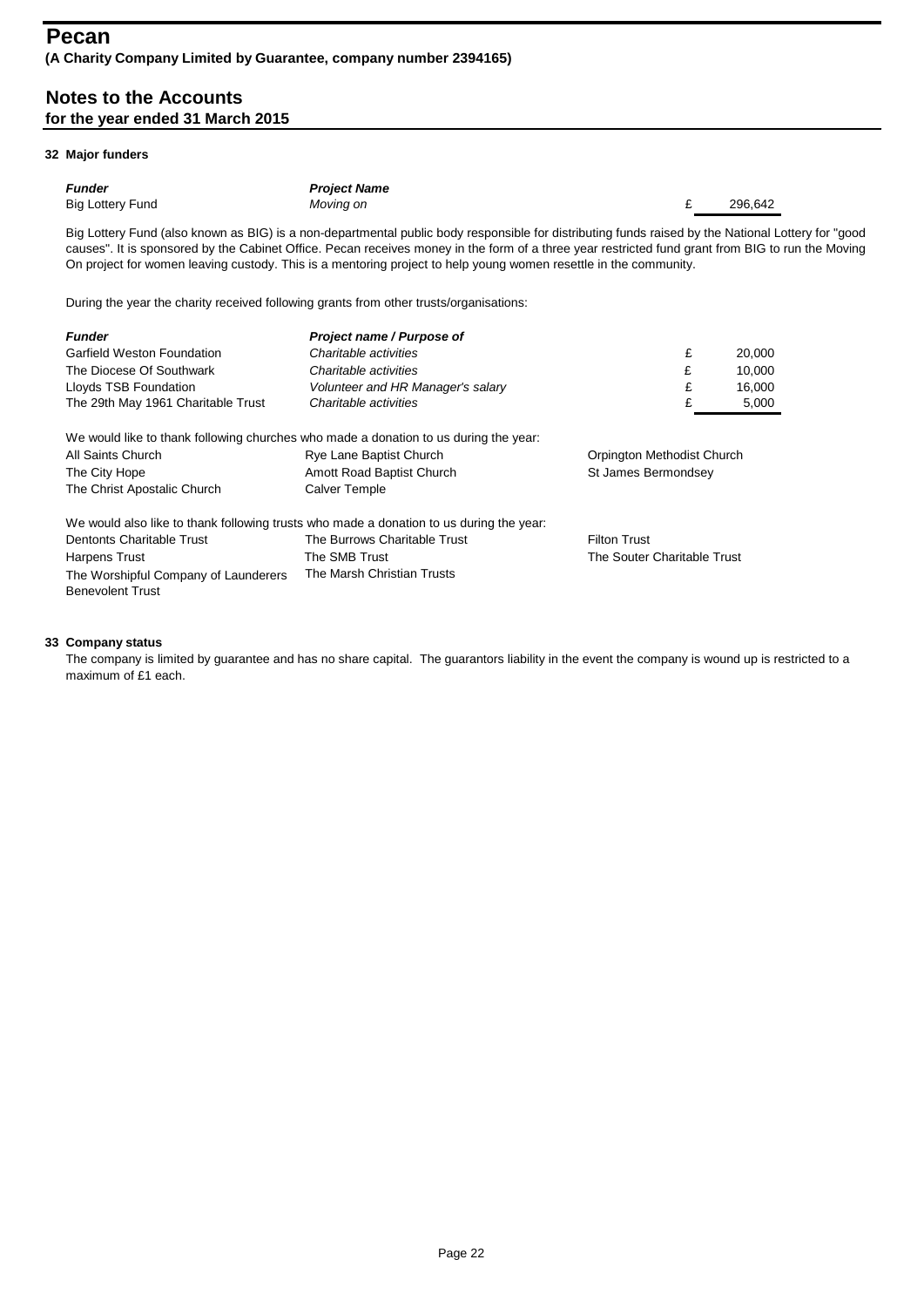# Pecan

**(A Charity Company Limited by Guarantee, company number 2394165)**

## Notes to the Accounts

### for the year ended 31 March 2015

**32 Major funders**

| *Funder* | *Project Name* | | |
|---|---|---|---|
| Big Lottery Fund | *Moving on* | £ | 296,642 |

Big Lottery Fund (also known as BIG) is a non-departmental public body responsible for distributing funds raised by the National Lottery for "good causes". It is sponsored by the Cabinet Office. Pecan receives money in the form of a three year restricted fund grant from BIG to run the Moving On project for women leaving custody. This is a mentoring project to help young women resettle in the community.

During the year the charity received following grants from other trusts/organisations:

| *Funder* | *Project name / Purpose of* | | |
|---|---|---|---|
| Garfield Weston Foundation | *Charitable activities* | £ | 20,000 |
| The Diocese Of Southwark | *Charitable activities* | £ | 10,000 |
| Lloyds TSB Foundation | *Volunteer and HR Manager's salary* | £ | 16,000 |
| The 29th May 1961 Charitable Trust | *Charitable activities* | £ | 5,000 |

We would like to thank following churches who made a donation to us during the year:

| | | |
|---|---|---|
| All Saints Church | Rye Lane Baptist Church | Orpington Methodist Church |
| The City Hope | Amott Road Baptist Church | St James Bermondsey |
| The Christ Apostalic Church | Calver Temple | |

We would also like to thank following trusts who made a donation to us during the year:

| | | |
|---|---|---|
| Dentonts Charitable Trust | The Burrows Charitable Trust | Filton Trust |
| Harpens Trust | The SMB Trust | The Souter Charitable Trust |
| The Worshipful Company of Launderers Benevolent Trust | The Marsh Christian Trusts | |

**33 Company status**

The company is limited by guarantee and has no share capital. The guarantors liability in the event the company is wound up is restricted to a maximum of £1 each.